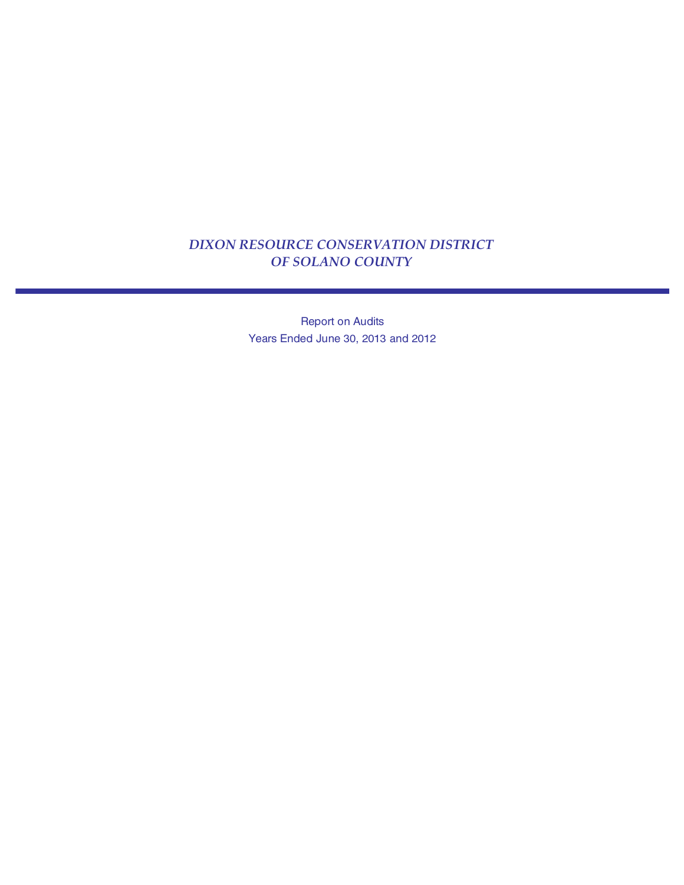# *DIXON RESOURCE CONSERVATION DISTRICT OF SOLANO COUNTY*

---

Report on Audits

Years Ended June 30, 2013 and 2012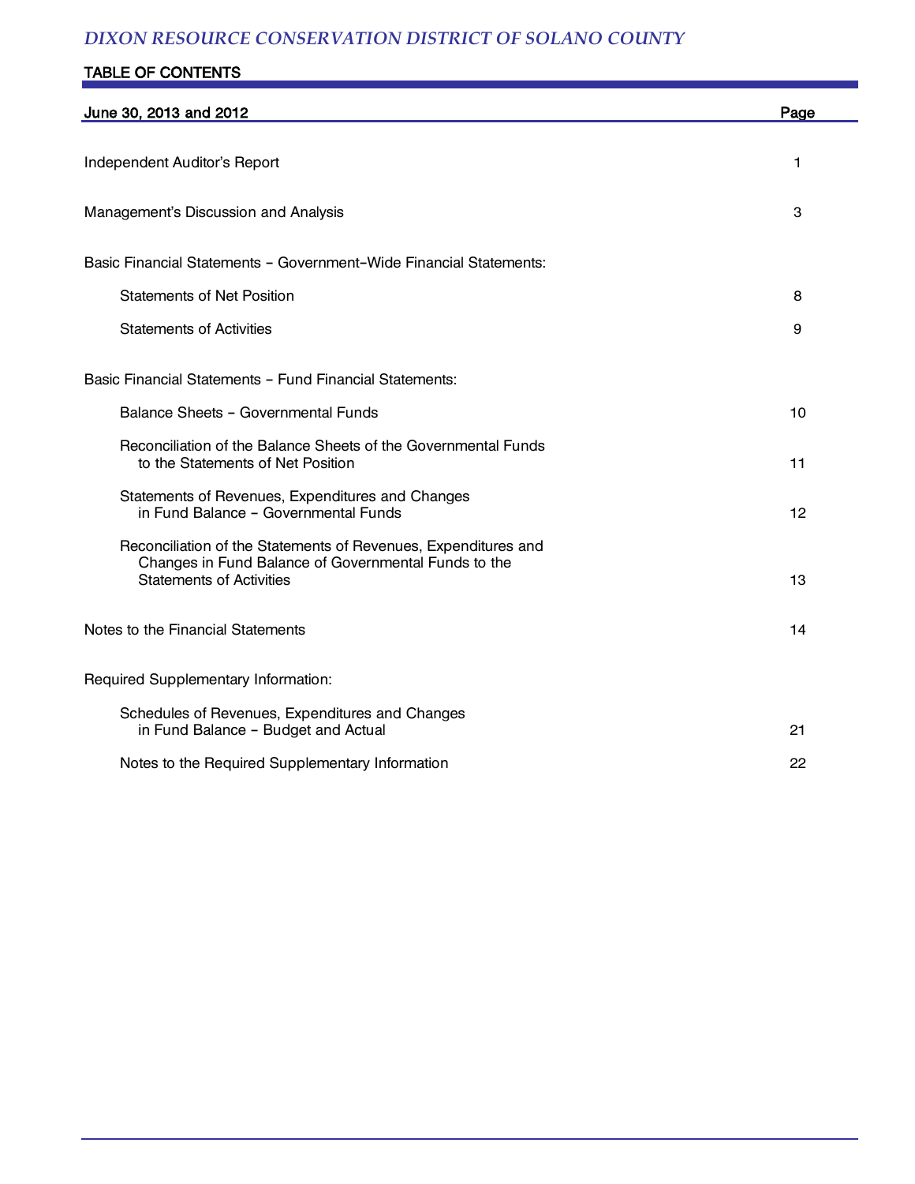# DIXON RESOURCE CONSERVATION DISTRICT OF SOLANO COUNTY

## TABLE OF CONTENTS

| June 30, 2013 and 2012 | Page |
|---|---|
| Independent Auditor's Report | 1 |
| Management's Discussion and Analysis | 3 |
| Basic Financial Statements – Government-Wide Financial Statements: | |
| Statements of Net Position | 8 |
| Statements of Activities | 9 |
| Basic Financial Statements – Fund Financial Statements: | |
| Balance Sheets – Governmental Funds | 10 |
| Reconciliation of the Balance Sheets of the Governmental Funds to the Statements of Net Position | 11 |
| Statements of Revenues, Expenditures and Changes in Fund Balance – Governmental Funds | 12 |
| Reconciliation of the Statements of Revenues, Expenditures and Changes in Fund Balance of Governmental Funds to the Statements of Activities | 13 |
| Notes to the Financial Statements | 14 |
| Required Supplementary Information: | |
| Schedules of Revenues, Expenditures and Changes in Fund Balance – Budget and Actual | 21 |
| Notes to the Required Supplementary Information | 22 |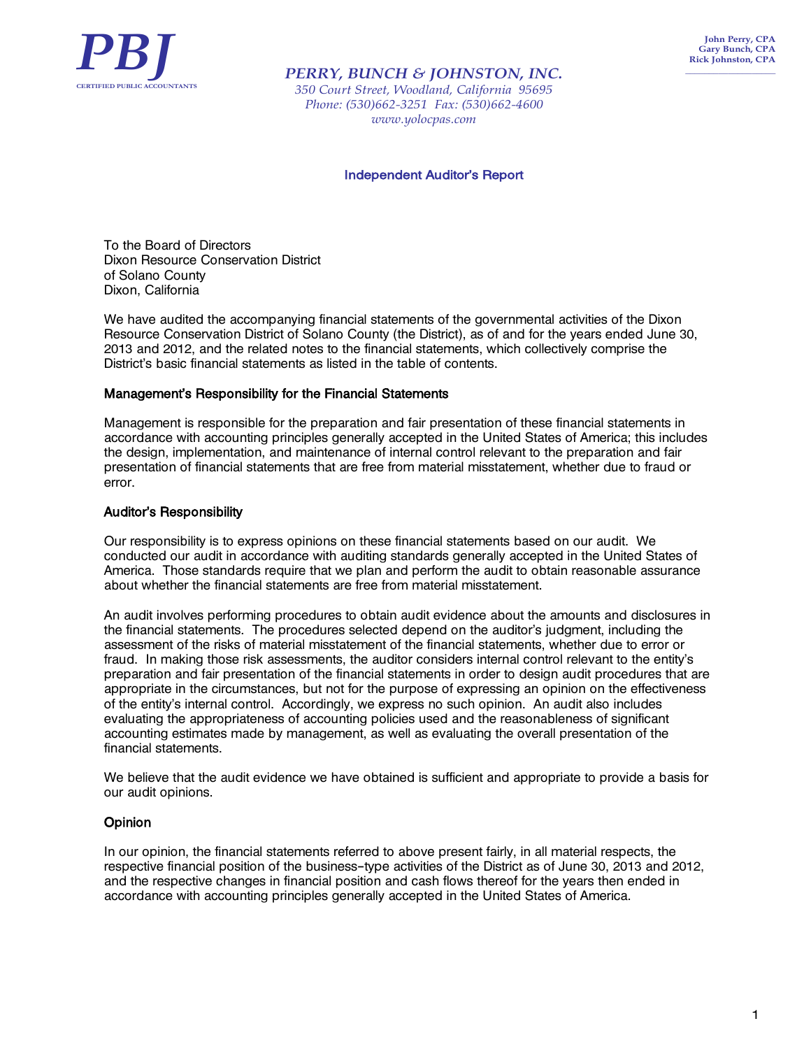PBJ

CERTIFIED PUBLIC ACCOUNTANTS

*PERRY, BUNCH & JOHNSTON, INC.*
*350 Court Street, Woodland, California 95695*
*Phone: (530)662-3251 Fax: (530)662-4600*
*www.yolocpas.com*

John Perry, CPA
Gary Bunch, CPA
Rick Johnston, CPA

## Independent Auditor's Report

To the Board of Directors
Dixon Resource Conservation District
of Solano County
Dixon, California

We have audited the accompanying financial statements of the governmental activities of the Dixon Resource Conservation District of Solano County (the District), as of and for the years ended June 30, 2013 and 2012, and the related notes to the financial statements, which collectively comprise the District's basic financial statements as listed in the table of contents.

### Management's Responsibility for the Financial Statements

Management is responsible for the preparation and fair presentation of these financial statements in accordance with accounting principles generally accepted in the United States of America; this includes the design, implementation, and maintenance of internal control relevant to the preparation and fair presentation of financial statements that are free from material misstatement, whether due to fraud or error.

### Auditor's Responsibility

Our responsibility is to express opinions on these financial statements based on our audit. We conducted our audit in accordance with auditing standards generally accepted in the United States of America. Those standards require that we plan and perform the audit to obtain reasonable assurance about whether the financial statements are free from material misstatement.

An audit involves performing procedures to obtain audit evidence about the amounts and disclosures in the financial statements. The procedures selected depend on the auditor's judgment, including the assessment of the risks of material misstatement of the financial statements, whether due to error or fraud. In making those risk assessments, the auditor considers internal control relevant to the entity's preparation and fair presentation of the financial statements in order to design audit procedures that are appropriate in the circumstances, but not for the purpose of expressing an opinion on the effectiveness of the entity's internal control. Accordingly, we express no such opinion. An audit also includes evaluating the appropriateness of accounting policies used and the reasonableness of significant accounting estimates made by management, as well as evaluating the overall presentation of the financial statements.

We believe that the audit evidence we have obtained is sufficient and appropriate to provide a basis for our audit opinions.

### Opinion

In our opinion, the financial statements referred to above present fairly, in all material respects, the respective financial position of the business-type activities of the District as of June 30, 2013 and 2012, and the respective changes in financial position and cash flows thereof for the years then ended in accordance with accounting principles generally accepted in the United States of America.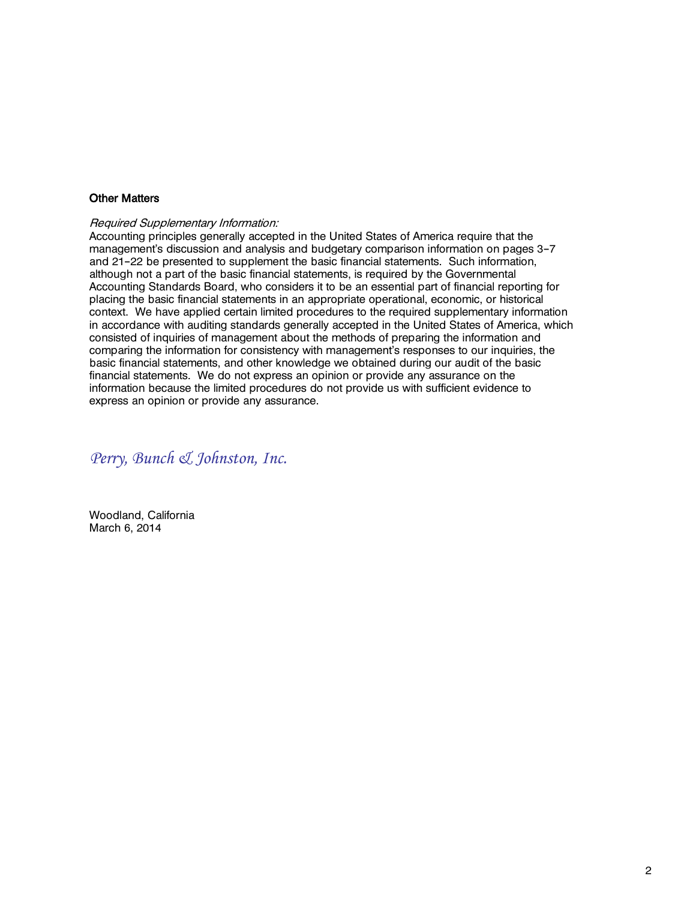### Other Matters

*Required Supplementary Information:*
Accounting principles generally accepted in the United States of America require that the management's discussion and analysis and budgetary comparison information on pages 3–7 and 21–22 be presented to supplement the basic financial statements. Such information, although not a part of the basic financial statements, is required by the Governmental Accounting Standards Board, who considers it to be an essential part of financial reporting for placing the basic financial statements in an appropriate operational, economic, or historical context. We have applied certain limited procedures to the required supplementary information in accordance with auditing standards generally accepted in the United States of America, which consisted of inquiries of management about the methods of preparing the information and comparing the information for consistency with management's responses to our inquiries, the basic financial statements, and other knowledge we obtained during our audit of the basic financial statements. We do not express an opinion or provide any assurance on the information because the limited procedures do not provide us with sufficient evidence to express an opinion or provide any assurance.

*Perry, Bunch & Johnston, Inc.*

Woodland, California
March 6, 2014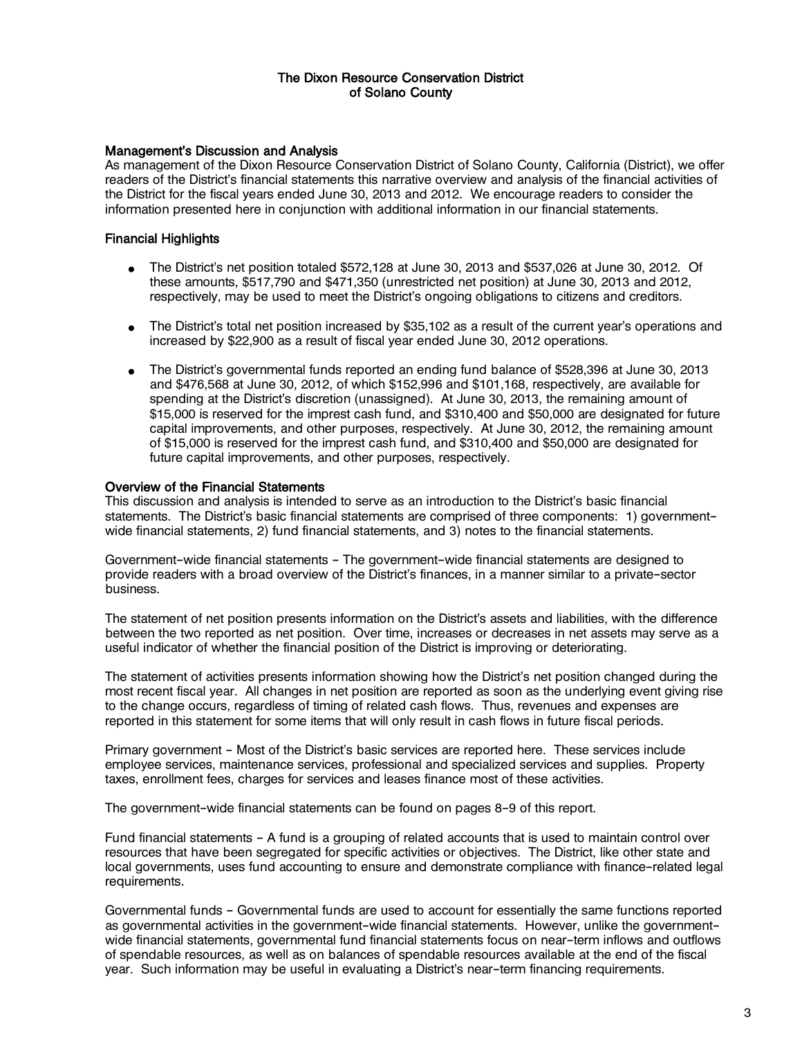# The Dixon Resource Conservation District of Solano County

## Management's Discussion and Analysis

As management of the Dixon Resource Conservation District of Solano County, California (District), we offer readers of the District's financial statements this narrative overview and analysis of the financial activities of the District for the fiscal years ended June 30, 2013 and 2012. We encourage readers to consider the information presented here in conjunction with additional information in our financial statements.

## Financial Highlights

- The District's net position totaled $572,128 at June 30, 2013 and $537,026 at June 30, 2012. Of these amounts, $517,790 and $471,350 (unrestricted net position) at June 30, 2013 and 2012, respectively, may be used to meet the District's ongoing obligations to citizens and creditors.

- The District's total net position increased by $35,102 as a result of the current year's operations and increased by $22,900 as a result of fiscal year ended June 30, 2012 operations.

- The District's governmental funds reported an ending fund balance of $528,396 at June 30, 2013 and $476,568 at June 30, 2012, of which $152,996 and $101,168, respectively, are available for spending at the District's discretion (unassigned). At June 30, 2013, the remaining amount of $15,000 is reserved for the imprest cash fund, and $310,400 and $50,000 are designated for future capital improvements, and other purposes, respectively. At June 30, 2012, the remaining amount of $15,000 is reserved for the imprest cash fund, and $310,400 and $50,000 are designated for future capital improvements, and other purposes, respectively.

## Overview of the Financial Statements

This discussion and analysis is intended to serve as an introduction to the District's basic financial statements. The District's basic financial statements are comprised of three components: 1) government-wide financial statements, 2) fund financial statements, and 3) notes to the financial statements.

Government-wide financial statements - The government-wide financial statements are designed to provide readers with a broad overview of the District's finances, in a manner similar to a private-sector business.

The statement of net position presents information on the District's assets and liabilities, with the difference between the two reported as net position. Over time, increases or decreases in net assets may serve as a useful indicator of whether the financial position of the District is improving or deteriorating.

The statement of activities presents information showing how the District's net position changed during the most recent fiscal year. All changes in net position are reported as soon as the underlying event giving rise to the change occurs, regardless of timing of related cash flows. Thus, revenues and expenses are reported in this statement for some items that will only result in cash flows in future fiscal periods.

Primary government - Most of the District's basic services are reported here. These services include employee services, maintenance services, professional and specialized services and supplies. Property taxes, enrollment fees, charges for services and leases finance most of these activities.

The government-wide financial statements can be found on pages 8-9 of this report.

Fund financial statements - A fund is a grouping of related accounts that is used to maintain control over resources that have been segregated for specific activities or objectives. The District, like other state and local governments, uses fund accounting to ensure and demonstrate compliance with finance-related legal requirements.

Governmental funds - Governmental funds are used to account for essentially the same functions reported as governmental activities in the government-wide financial statements. However, unlike the government-wide financial statements, governmental fund financial statements focus on near-term inflows and outflows of spendable resources, as well as on balances of spendable resources available at the end of the fiscal year. Such information may be useful in evaluating a District's near-term financing requirements.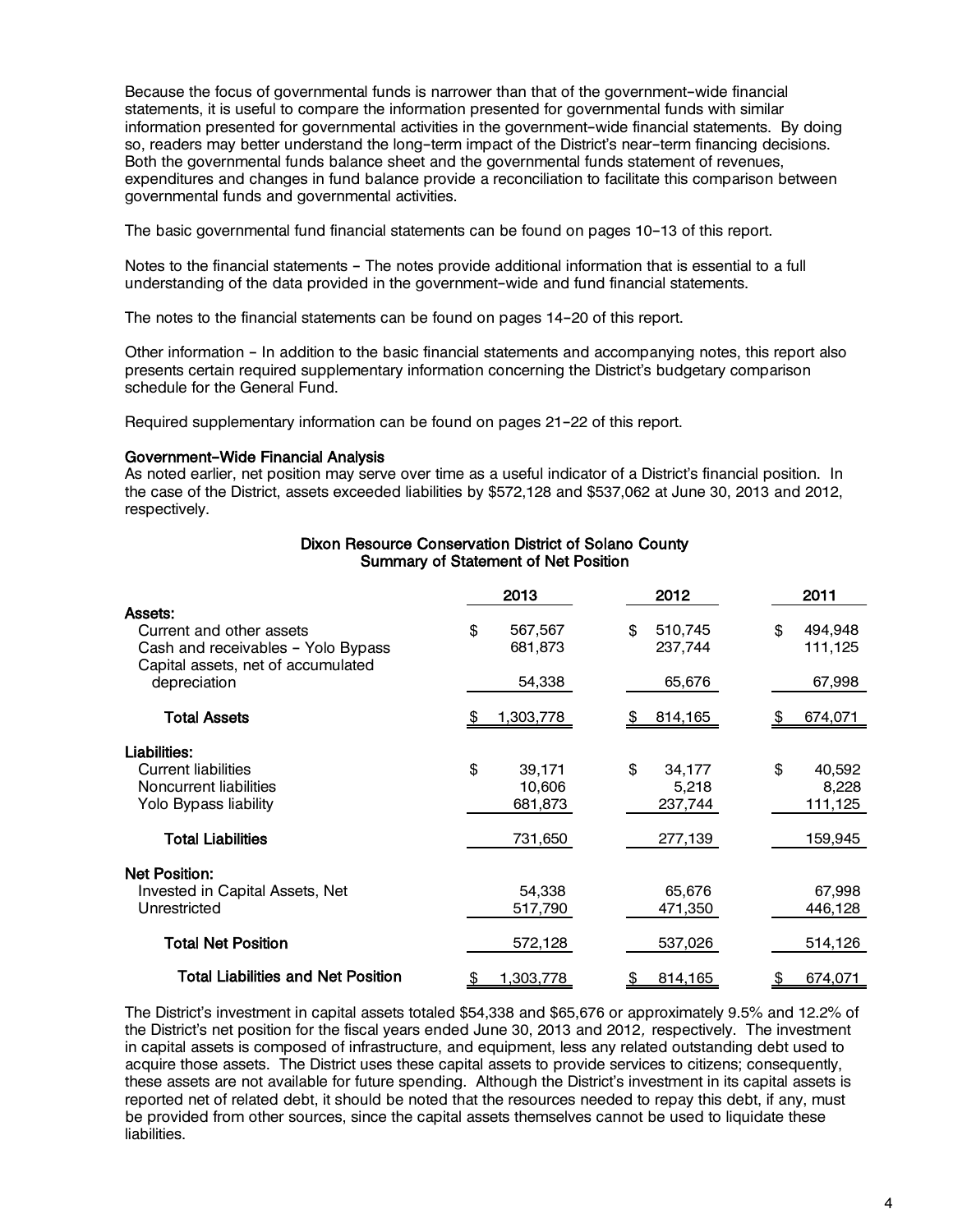Because the focus of governmental funds is narrower than that of the government-wide financial statements, it is useful to compare the information presented for governmental funds with similar information presented for governmental activities in the government-wide financial statements. By doing so, readers may better understand the long-term impact of the District's near-term financing decisions. Both the governmental funds balance sheet and the governmental funds statement of revenues, expenditures and changes in fund balance provide a reconciliation to facilitate this comparison between governmental funds and governmental activities.

The basic governmental fund financial statements can be found on pages 10-13 of this report.

Notes to the financial statements - The notes provide additional information that is essential to a full understanding of the data provided in the government-wide and fund financial statements.

The notes to the financial statements can be found on pages 14-20 of this report.

Other information - In addition to the basic financial statements and accompanying notes, this report also presents certain required supplementary information concerning the District's budgetary comparison schedule for the General Fund.

Required supplementary information can be found on pages 21-22 of this report.

**Government-Wide Financial Analysis**

As noted earlier, net position may serve over time as a useful indicator of a District's financial position. In the case of the District, assets exceeded liabilities by $572,128 and $537,062 at June 30, 2013 and 2012, respectively.

**Dixon Resource Conservation District of Solano County**
**Summary of Statement of Net Position**

| | 2013 | 2012 | 2011 |
|---|---|---|---|
| **Assets:** | | | |
| Current and other assets | $ 567,567 | $ 510,745 | $ 494,948 |
| Cash and receivables - Yolo Bypass | 681,873 | 237,744 | 111,125 |
| Capital assets, net of accumulated depreciation | 54,338 | 65,676 | 67,998 |
| **Total Assets** | $ 1,303,778 | $ 814,165 | $ 674,071 |
| **Liabilities:** | | | |
| Current liabilities | $ 39,171 | $ 34,177 | $ 40,592 |
| Noncurrent liabilities | 10,606 | 5,218 | 8,228 |
| Yolo Bypass liability | 681,873 | 237,744 | 111,125 |
| **Total Liabilities** | 731,650 | 277,139 | 159,945 |
| **Net Position:** | | | |
| Invested in Capital Assets, Net | 54,338 | 65,676 | 67,998 |
| Unrestricted | 517,790 | 471,350 | 446,128 |
| **Total Net Position** | 572,128 | 537,026 | 514,126 |
| **Total Liabilities and Net Position** | $ 1,303,778 | $ 814,165 | $ 674,071 |

The District's investment in capital assets totaled $54,338 and $65,676 or approximately 9.5% and 12.2% of the District's net position for the fiscal years ended June 30, 2013 and 2012, respectively. The investment in capital assets is composed of infrastructure, and equipment, less any related outstanding debt used to acquire those assets. The District uses these capital assets to provide services to citizens; consequently, these assets are not available for future spending. Although the District's investment in its capital assets is reported net of related debt, it should be noted that the resources needed to repay this debt, if any, must be provided from other sources, since the capital assets themselves cannot be used to liquidate these liabilities.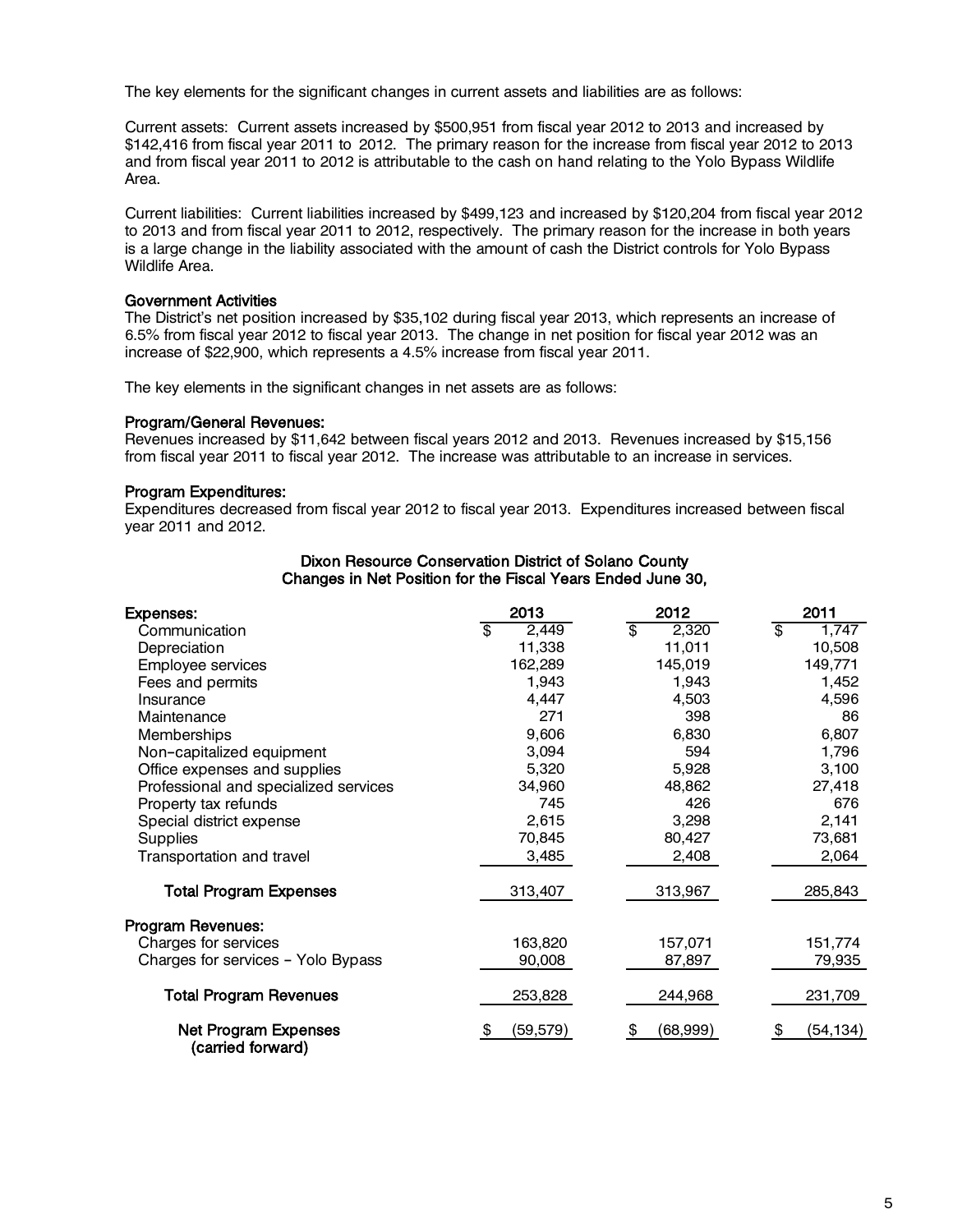The key elements for the significant changes in current assets and liabilities are as follows:

Current assets: Current assets increased by $500,951 from fiscal year 2012 to 2013 and increased by $142,416 from fiscal year 2011 to 2012. The primary reason for the increase from fiscal year 2012 to 2013 and from fiscal year 2011 to 2012 is attributable to the cash on hand relating to the Yolo Bypass Wildlife Area.

Current liabilities: Current liabilities increased by $499,123 and increased by $120,204 from fiscal year 2012 to 2013 and from fiscal year 2011 to 2012, respectively. The primary reason for the increase in both years is a large change in the liability associated with the amount of cash the District controls for Yolo Bypass Wildlife Area.

**Government Activities**

The District's net position increased by $35,102 during fiscal year 2013, which represents an increase of 6.5% from fiscal year 2012 to fiscal year 2013. The change in net position for fiscal year 2012 was an increase of $22,900, which represents a 4.5% increase from fiscal year 2011.

The key elements in the significant changes in net assets are as follows:

**Program/General Revenues:**

Revenues increased by $11,642 between fiscal years 2012 and 2013. Revenues increased by $15,156 from fiscal year 2011 to fiscal year 2012. The increase was attributable to an increase in services.

**Program Expenditures:**

Expenditures decreased from fiscal year 2012 to fiscal year 2013. Expenditures increased between fiscal year 2011 and 2012.

**Dixon Resource Conservation District of Solano County**
**Changes in Net Position for the Fiscal Years Ended June 30,**

| | 2013 | 2012 | 2011 |
|---|---|---|---|
| **Expenses:** | | | |
| Communication | $ 2,449 | $ 2,320 | $ 1,747 |
| Depreciation | 11,338 | 11,011 | 10,508 |
| Employee services | 162,289 | 145,019 | 149,771 |
| Fees and permits | 1,943 | 1,943 | 1,452 |
| Insurance | 4,447 | 4,503 | 4,596 |
| Maintenance | 271 | 398 | 86 |
| Memberships | 9,606 | 6,830 | 6,807 |
| Non-capitalized equipment | 3,094 | 594 | 1,796 |
| Office expenses and supplies | 5,320 | 5,928 | 3,100 |
| Professional and specialized services | 34,960 | 48,862 | 27,418 |
| Property tax refunds | 745 | 426 | 676 |
| Special district expense | 2,615 | 3,298 | 2,141 |
| Supplies | 70,845 | 80,427 | 73,681 |
| Transportation and travel | 3,485 | 2,408 | 2,064 |
| **Total Program Expenses** | 313,407 | 313,967 | 285,843 |
| **Program Revenues:** | | | |
| Charges for services | 163,820 | 157,071 | 151,774 |
| Charges for services - Yolo Bypass | 90,008 | 87,897 | 79,935 |
| **Total Program Revenues** | 253,828 | 244,968 | 231,709 |
| **Net Program Expenses (carried forward)** | $ (59,579) | $ (68,999) | $ (54,134) |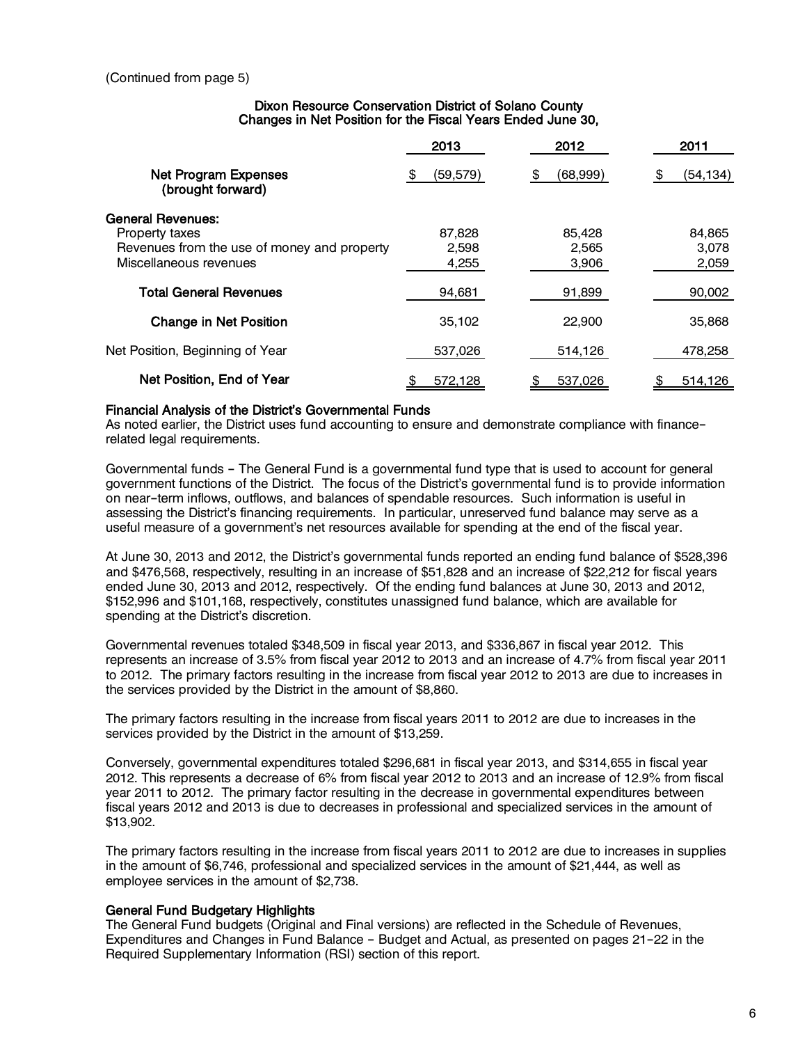(Continued from page 5)

### Dixon Resource Conservation District of Solano County
### Changes in Net Position for the Fiscal Years Ended June 30,

| | 2013 | 2012 | 2011 |
|---|---|---|---|
| **Net Program Expenses (brought forward)** | $ (59,579) | $ (68,999) | $ (54,134) |
| **General Revenues:** | | | |
| Property taxes | 87,828 | 85,428 | 84,865 |
| Revenues from the use of money and property | 2,598 | 2,565 | 3,078 |
| Miscellaneous revenues | 4,255 | 3,906 | 2,059 |
| **Total General Revenues** | 94,681 | 91,899 | 90,002 |
| **Change in Net Position** | 35,102 | 22,900 | 35,868 |
| Net Position, Beginning of Year | 537,026 | 514,126 | 478,258 |
| **Net Position, End of Year** | $ 572,128 | $ 537,026 | $ 514,126 |

**Financial Analysis of the District's Governmental Funds**
As noted earlier, the District uses fund accounting to ensure and demonstrate compliance with finance-related legal requirements.

Governmental funds - The General Fund is a governmental fund type that is used to account for general government functions of the District. The focus of the District's governmental fund is to provide information on near-term inflows, outflows, and balances of spendable resources. Such information is useful in assessing the District's financing requirements. In particular, unreserved fund balance may serve as a useful measure of a government's net resources available for spending at the end of the fiscal year.

At June 30, 2013 and 2012, the District's governmental funds reported an ending fund balance of $528,396 and $476,568, respectively, resulting in an increase of $51,828 and an increase of $22,212 for fiscal years ended June 30, 2013 and 2012, respectively. Of the ending fund balances at June 30, 2013 and 2012, $152,996 and $101,168, respectively, constitutes unassigned fund balance, which are available for spending at the District's discretion.

Governmental revenues totaled $348,509 in fiscal year 2013, and $336,867 in fiscal year 2012. This represents an increase of 3.5% from fiscal year 2012 to 2013 and an increase of 4.7% from fiscal year 2011 to 2012. The primary factors resulting in the increase from fiscal year 2012 to 2013 are due to increases in the services provided by the District in the amount of $8,860.

The primary factors resulting in the increase from fiscal years 2011 to 2012 are due to increases in the services provided by the District in the amount of $13,259.

Conversely, governmental expenditures totaled $296,681 in fiscal year 2013, and $314,655 in fiscal year 2012. This represents a decrease of 6% from fiscal year 2012 to 2013 and an increase of 12.9% from fiscal year 2011 to 2012. The primary factor resulting in the decrease in governmental expenditures between fiscal years 2012 and 2013 is due to decreases in professional and specialized services in the amount of $13,902.

The primary factors resulting in the increase from fiscal years 2011 to 2012 are due to increases in supplies in the amount of $6,746, professional and specialized services in the amount of $21,444, as well as employee services in the amount of $2,738.

**General Fund Budgetary Highlights**
The General Fund budgets (Original and Final versions) are reflected in the Schedule of Revenues, Expenditures and Changes in Fund Balance - Budget and Actual, as presented on pages 21-22 in the Required Supplementary Information (RSI) section of this report.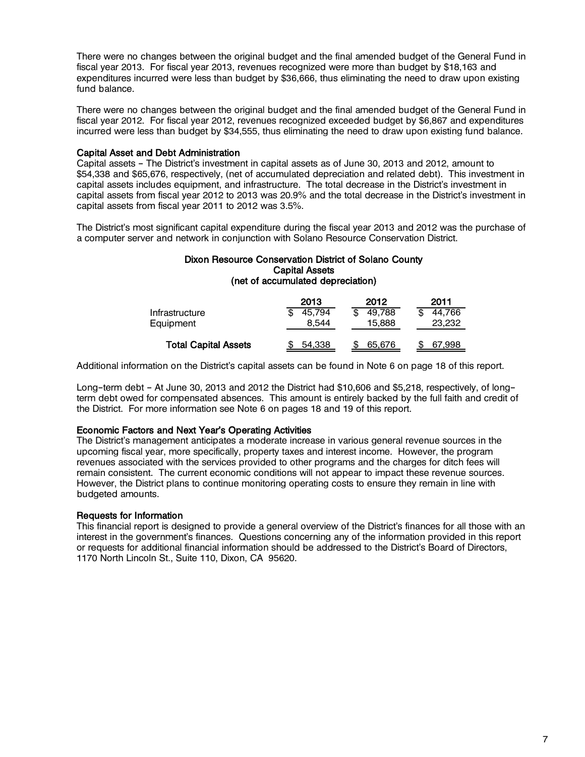There were no changes between the original budget and the final amended budget of the General Fund in fiscal year 2013. For fiscal year 2013, revenues recognized were more than budget by $18,163 and expenditures incurred were less than budget by $36,666, thus eliminating the need to draw upon existing fund balance.

There were no changes between the original budget and the final amended budget of the General Fund in fiscal year 2012. For fiscal year 2012, revenues recognized exceeded budget by $6,867 and expenditures incurred were less than budget by $34,555, thus eliminating the need to draw upon existing fund balance.

## Capital Asset and Debt Administration

Capital assets – The District's investment in capital assets as of June 30, 2013 and 2012, amount to $54,338 and $65,676, respectively, (net of accumulated depreciation and related debt). This investment in capital assets includes equipment, and infrastructure. The total decrease in the District's investment in capital assets from fiscal year 2012 to 2013 was 20.9% and the total decrease in the District's investment in capital assets from fiscal year 2011 to 2012 was 3.5%.

The District's most significant capital expenditure during the fiscal year 2013 and 2012 was the purchase of a computer server and network in conjunction with Solano Resource Conservation District.

**Dixon Resource Conservation District of Solano County**
**Capital Assets**
**(net of accumulated depreciation)**

| | 2013 | 2012 | 2011 |
|---|---|---|---|
| Infrastructure | $ 45,794 | $ 49,788 | $ 44,766 |
| Equipment | 8,544 | 15,888 | 23,232 |
| **Total Capital Assets** | $ 54,338 | $ 65,676 | $ 67,998 |

Additional information on the District's capital assets can be found in Note 6 on page 18 of this report.

Long-term debt – At June 30, 2013 and 2012 the District had $10,606 and $5,218, respectively, of long-term debt owed for compensated absences. This amount is entirely backed by the full faith and credit of the District. For more information see Note 6 on pages 18 and 19 of this report.

## Economic Factors and Next Year's Operating Activities

The District's management anticipates a moderate increase in various general revenue sources in the upcoming fiscal year, more specifically, property taxes and interest income. However, the program revenues associated with the services provided to other programs and the charges for ditch fees will remain consistent. The current economic conditions will not appear to impact these revenue sources. However, the District plans to continue monitoring operating costs to ensure they remain in line with budgeted amounts.

## Requests for Information

This financial report is designed to provide a general overview of the District's finances for all those with an interest in the government's finances. Questions concerning any of the information provided in this report or requests for additional financial information should be addressed to the District's Board of Directors, 1170 North Lincoln St., Suite 110, Dixon, CA 95620.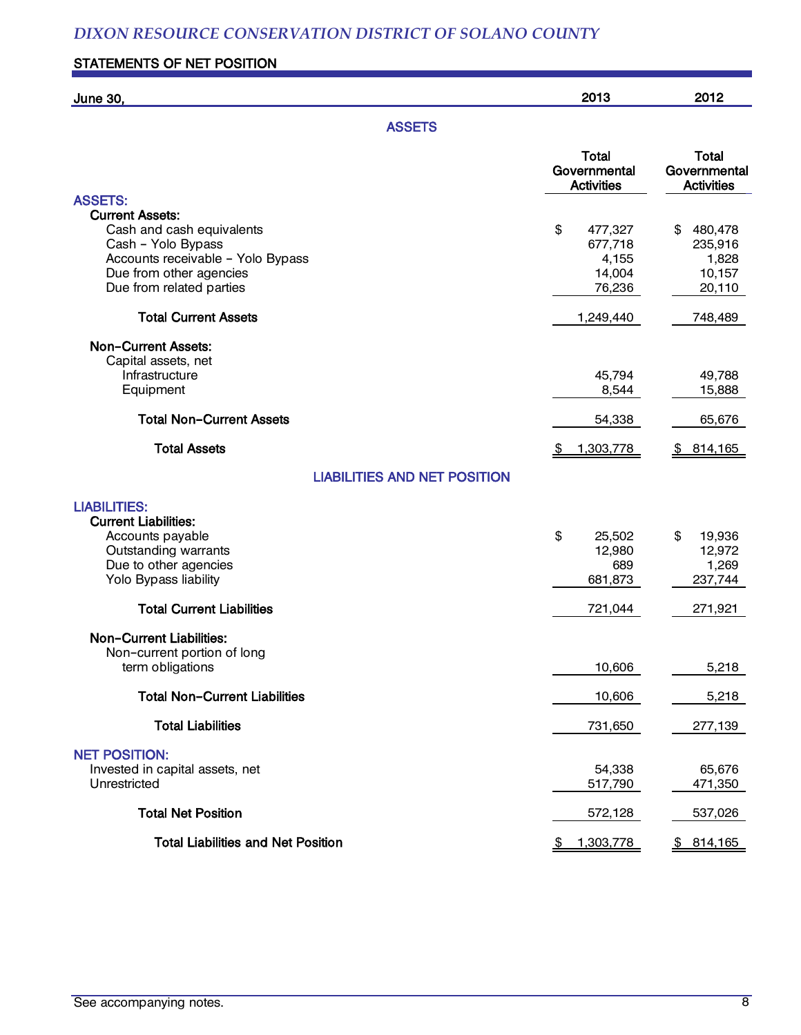# DIXON RESOURCE CONSERVATION DISTRICT OF SOLANO COUNTY

## STATEMENTS OF NET POSITION

| June 30, | 2013 | 2012 |
|---|---|---|
| **ASSETS** | | |
| | Total Governmental Activities | Total Governmental Activities |
| **ASSETS:** | | |
| **Current Assets:** | | |
| Cash and cash equivalents | $ 477,327 | $ 480,478 |
| Cash - Yolo Bypass | 677,718 | 235,916 |
| Accounts receivable - Yolo Bypass | 4,155 | 1,828 |
| Due from other agencies | 14,004 | 10,157 |
| Due from related parties | 76,236 | 20,110 |
| **Total Current Assets** | 1,249,440 | 748,489 |
| **Non-Current Assets:** | | |
| Capital assets, net | | |
| Infrastructure | 45,794 | 49,788 |
| Equipment | 8,544 | 15,888 |
| **Total Non-Current Assets** | 54,338 | 65,676 |
| **Total Assets** | $ 1,303,778 | $ 814,165 |
| **LIABILITIES AND NET POSITION** | | |
| **LIABILITIES:** | | |
| **Current Liabilities:** | | |
| Accounts payable | $ 25,502 | $ 19,936 |
| Outstanding warrants | 12,980 | 12,972 |
| Due to other agencies | 689 | 1,269 |
| Yolo Bypass liability | 681,873 | 237,744 |
| **Total Current Liabilities** | 721,044 | 271,921 |
| **Non-Current Liabilities:** | | |
| Non-current portion of long term obligations | 10,606 | 5,218 |
| **Total Non-Current Liabilities** | 10,606 | 5,218 |
| **Total Liabilities** | 731,650 | 277,139 |
| **NET POSITION:** | | |
| Invested in capital assets, net | 54,338 | 65,676 |
| Unrestricted | 517,790 | 471,350 |
| **Total Net Position** | 572,128 | 537,026 |
| **Total Liabilities and Net Position** | $ 1,303,778 | $ 814,165 |

See accompanying notes.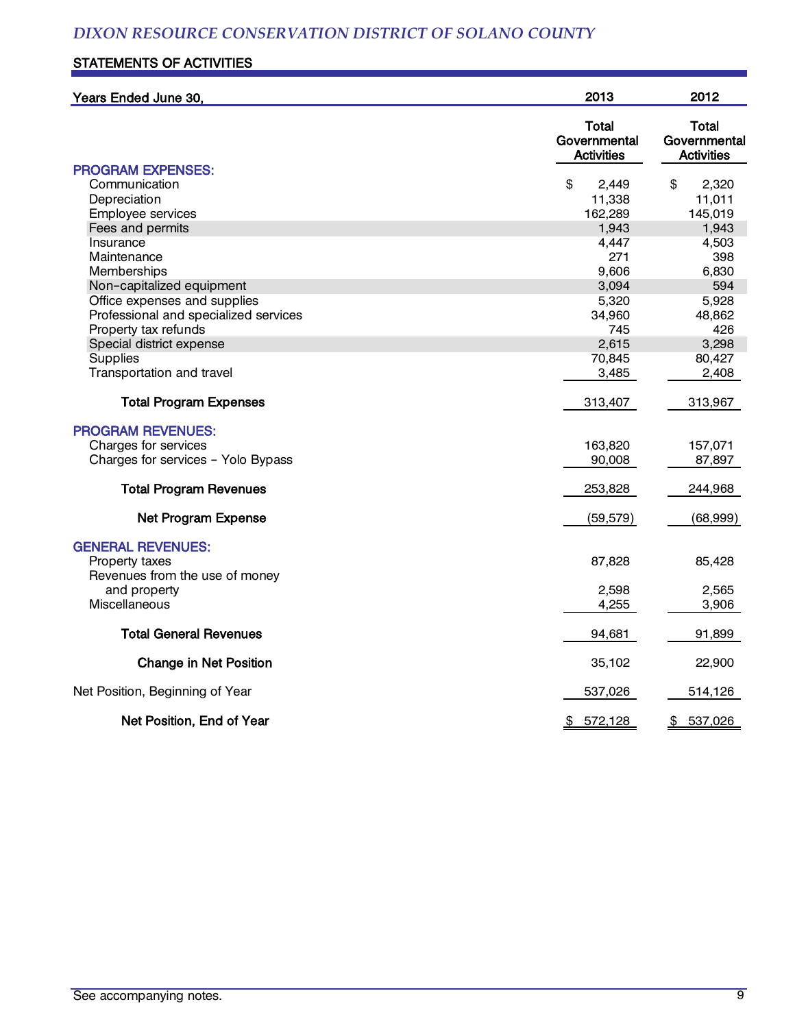*DIXON RESOURCE CONSERVATION DISTRICT OF SOLANO COUNTY*

## STATEMENTS OF ACTIVITIES

| Years Ended June 30, | 2013 | 2012 |
|---|---|---|
| | Total Governmental Activities | Total Governmental Activities |
| **PROGRAM EXPENSES:** | | |
| Communication | $ 2,449 | $ 2,320 |
| Depreciation | 11,338 | 11,011 |
| Employee services | 162,289 | 145,019 |
| Fees and permits | 1,943 | 1,943 |
| Insurance | 4,447 | 4,503 |
| Maintenance | 271 | 398 |
| Memberships | 9,606 | 6,830 |
| Non-capitalized equipment | 3,094 | 594 |
| Office expenses and supplies | 5,320 | 5,928 |
| Professional and specialized services | 34,960 | 48,862 |
| Property tax refunds | 745 | 426 |
| Special district expense | 2,615 | 3,298 |
| Supplies | 70,845 | 80,427 |
| Transportation and travel | 3,485 | 2,408 |
| **Total Program Expenses** | 313,407 | 313,967 |
| **PROGRAM REVENUES:** | | |
| Charges for services | 163,820 | 157,071 |
| Charges for services - Yolo Bypass | 90,008 | 87,897 |
| **Total Program Revenues** | 253,828 | 244,968 |
| **Net Program Expense** | (59,579) | (68,999) |
| **GENERAL REVENUES:** | | |
| Property taxes | 87,828 | 85,428 |
| Revenues from the use of money and property | 2,598 | 2,565 |
| Miscellaneous | 4,255 | 3,906 |
| **Total General Revenues** | 94,681 | 91,899 |
| **Change in Net Position** | 35,102 | 22,900 |
| Net Position, Beginning of Year | 537,026 | 514,126 |
| **Net Position, End of Year** | $ 572,128 | $ 537,026 |

See accompanying notes.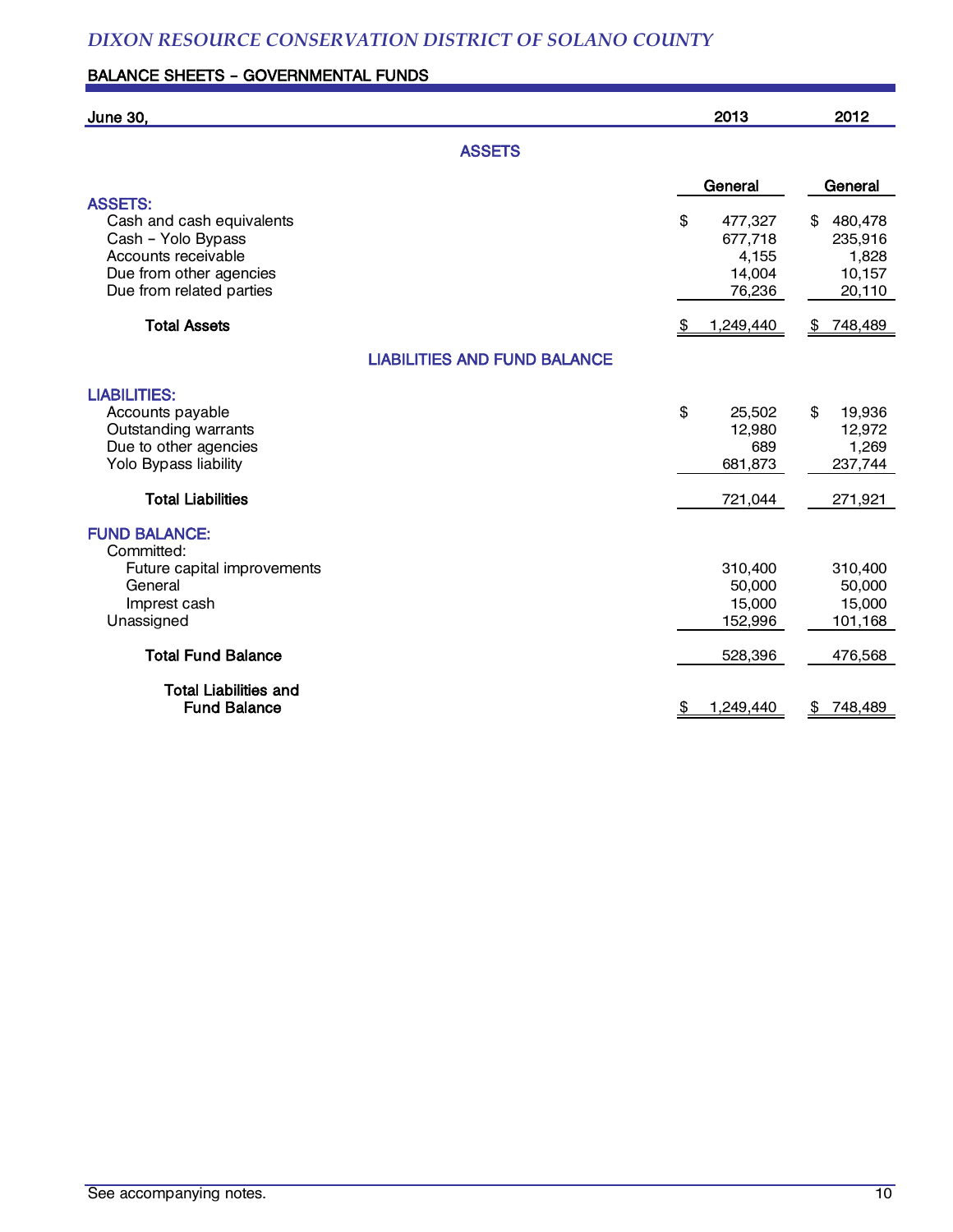## DIXON RESOURCE CONSERVATION DISTRICT OF SOLANO COUNTY

### BALANCE SHEETS – GOVERNMENTAL FUNDS

| June 30, | 2013 | 2012 |
|---|---|---|
| **ASSETS** | | |
| | General | General |
| **ASSETS:** | | |
| Cash and cash equivalents | $ 477,327 | $ 480,478 |
| Cash – Yolo Bypass | 677,718 | 235,916 |
| Accounts receivable | 4,155 | 1,828 |
| Due from other agencies | 14,004 | 10,157 |
| Due from related parties | 76,236 | 20,110 |
| **Total Assets** | $ 1,249,440 | $ 748,489 |
| **LIABILITIES AND FUND BALANCE** | | |
| **LIABILITIES:** | | |
| Accounts payable | $ 25,502 | $ 19,936 |
| Outstanding warrants | 12,980 | 12,972 |
| Due to other agencies | 689 | 1,269 |
| Yolo Bypass liability | 681,873 | 237,744 |
| **Total Liabilities** | 721,044 | 271,921 |
| **FUND BALANCE:** | | |
| Committed: | | |
| Future capital improvements | 310,400 | 310,400 |
| General | 50,000 | 50,000 |
| Imprest cash | 15,000 | 15,000 |
| Unassigned | 152,996 | 101,168 |
| **Total Fund Balance** | 528,396 | 476,568 |
| **Total Liabilities and Fund Balance** | $ 1,249,440 | $ 748,489 |

See accompanying notes.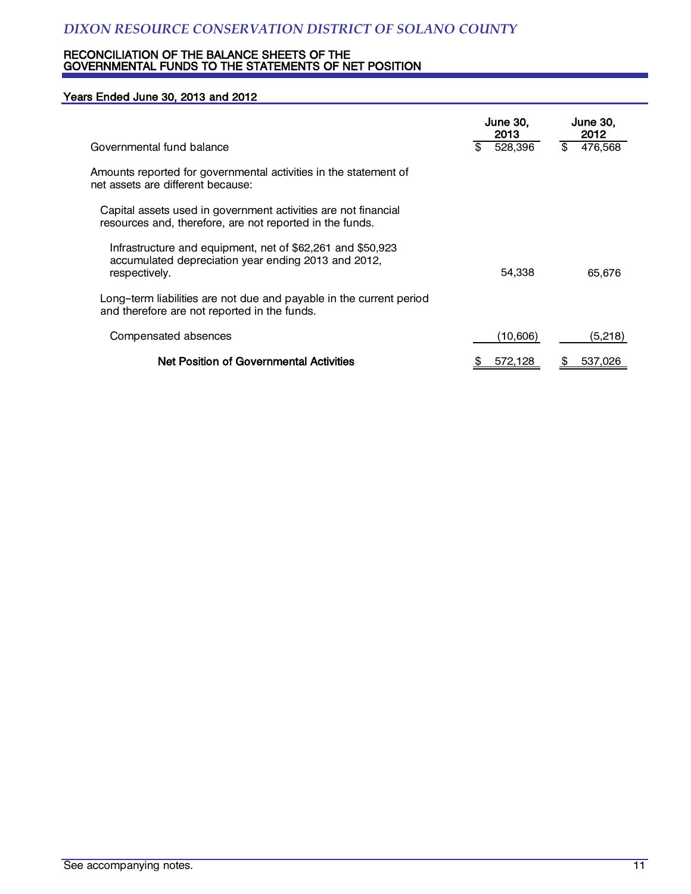# DIXON RESOURCE CONSERVATION DISTRICT OF SOLANO COUNTY

## RECONCILIATION OF THE BALANCE SHEETS OF THE GOVERNMENTAL FUNDS TO THE STATEMENTS OF NET POSITION

### Years Ended June 30, 2013 and 2012

| | June 30, 2013 | June 30, 2012 |
|---|---|---|
| Governmental fund balance | $ 528,396 | $ 476,568 |
| Amounts reported for governmental activities in the statement of net assets are different because: | | |
| Capital assets used in government activities are not financial resources and, therefore, are not reported in the funds. | | |
| Infrastructure and equipment, net of $62,261 and $50,923 accumulated depreciation year ending 2013 and 2012, respectively. | 54,338 | 65,676 |
| Long-term liabilities are not due and payable in the current period and therefore are not reported in the funds. | | |
| Compensated absences | (10,606) | (5,218) |
| **Net Position of Governmental Activities** | $ 572,128 | $ 537,026 |

See accompanying notes.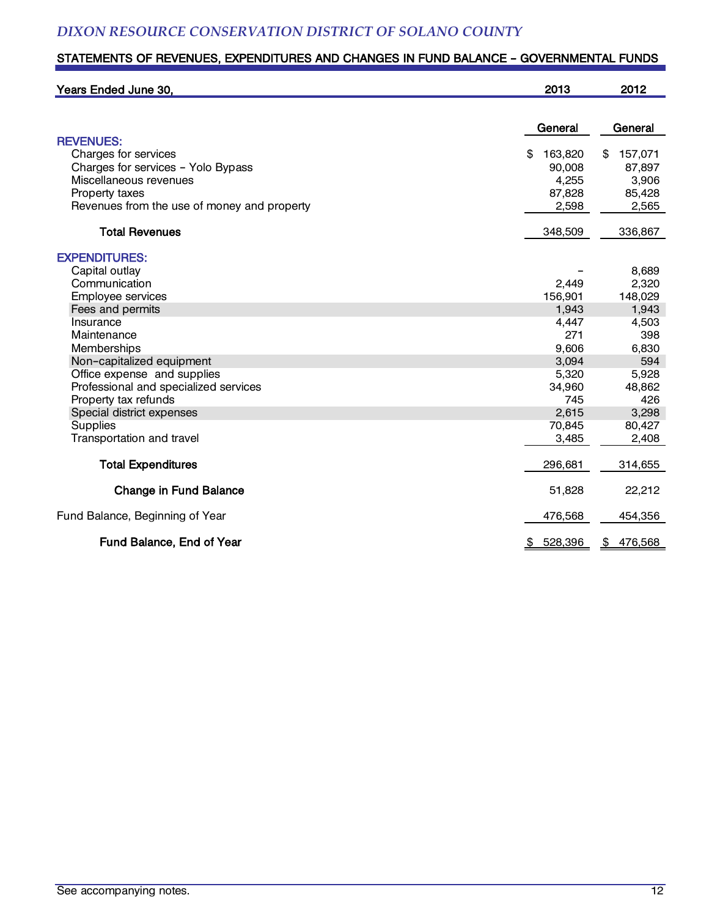*DIXON RESOURCE CONSERVATION DISTRICT OF SOLANO COUNTY*

## STATEMENTS OF REVENUES, EXPENDITURES AND CHANGES IN FUND BALANCE – GOVERNMENTAL FUNDS

| Years Ended June 30, | 2013 | 2012 |
|---|---|---|
| | General | General |
| **REVENUES:** | | |
| Charges for services | $ 163,820 | $ 157,071 |
| Charges for services – Yolo Bypass | 90,008 | 87,897 |
| Miscellaneous revenues | 4,255 | 3,906 |
| Property taxes | 87,828 | 85,428 |
| Revenues from the use of money and property | 2,598 | 2,565 |
| **Total Revenues** | 348,509 | 336,867 |
| **EXPENDITURES:** | | |
| Capital outlay | – | 8,689 |
| Communication | 2,449 | 2,320 |
| Employee services | 156,901 | 148,029 |
| Fees and permits | 1,943 | 1,943 |
| Insurance | 4,447 | 4,503 |
| Maintenance | 271 | 398 |
| Memberships | 9,606 | 6,830 |
| Non-capitalized equipment | 3,094 | 594 |
| Office expense and supplies | 5,320 | 5,928 |
| Professional and specialized services | 34,960 | 48,862 |
| Property tax refunds | 745 | 426 |
| Special district expenses | 2,615 | 3,298 |
| Supplies | 70,845 | 80,427 |
| Transportation and travel | 3,485 | 2,408 |
| **Total Expenditures** | 296,681 | 314,655 |
| **Change in Fund Balance** | 51,828 | 22,212 |
| Fund Balance, Beginning of Year | 476,568 | 454,356 |
| **Fund Balance, End of Year** | $ 528,396 | $ 476,568 |

See accompanying notes.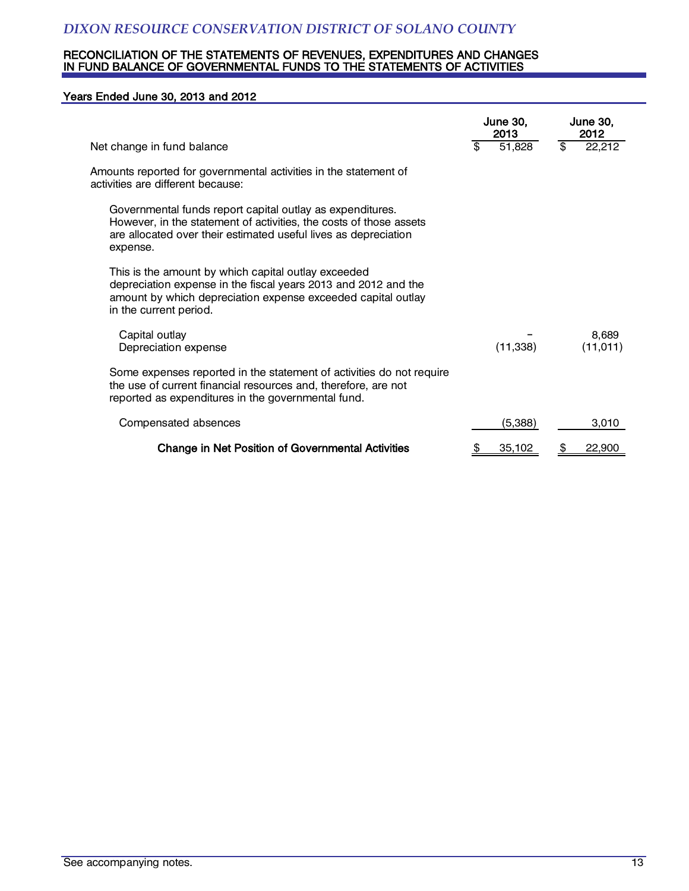# DIXON RESOURCE CONSERVATION DISTRICT OF SOLANO COUNTY

## RECONCILIATION OF THE STATEMENTS OF REVENUES, EXPENDITURES AND CHANGES IN FUND BALANCE OF GOVERNMENTAL FUNDS TO THE STATEMENTS OF ACTIVITIES

### Years Ended June 30, 2013 and 2012

| | June 30, 2013 | June 30, 2012 |
|---|---|---|
| Net change in fund balance | $ 51,828 | $ 22,212 |
| Amounts reported for governmental activities in the statement of activities are different because: | | |
| Governmental funds report capital outlay as expenditures. However, in the statement of activities, the costs of those assets are allocated over their estimated useful lives as depreciation expense. | | |
| This is the amount by which capital outlay exceeded depreciation expense in the fiscal years 2013 and 2012 and the amount by which depreciation expense exceeded capital outlay in the current period. | | |
| Capital outlay | – | 8,689 |
| Depreciation expense | (11,338) | (11,011) |
| Some expenses reported in the statement of activities do not require the use of current financial resources and, therefore, are not reported as expenditures in the governmental fund. | | |
| Compensated absences | (5,388) | 3,010 |
| **Change in Net Position of Governmental Activities** | $ 35,102 | $ 22,900 |

See accompanying notes.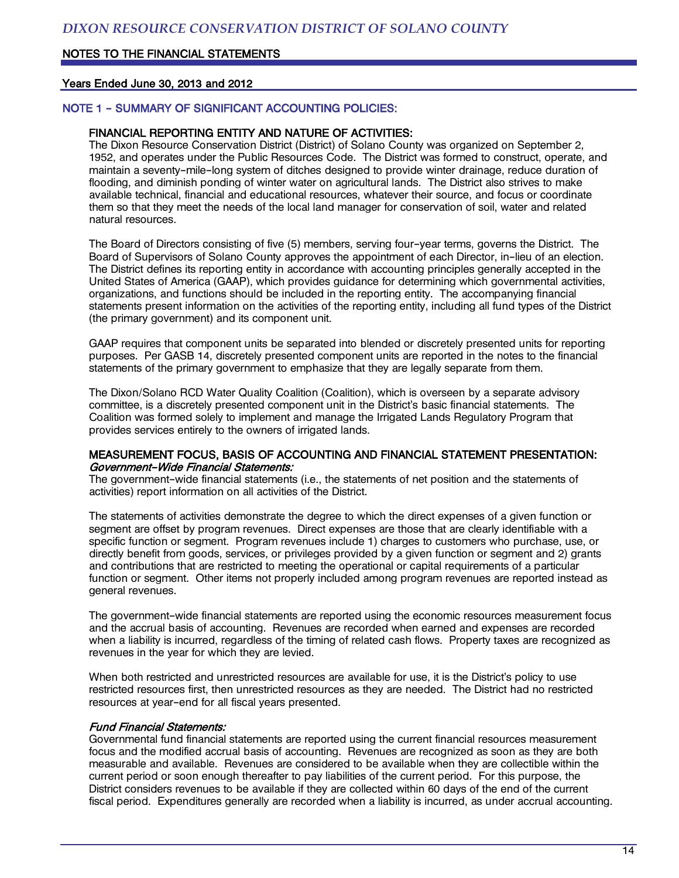## NOTE 1 – SUMMARY OF SIGNIFICANT ACCOUNTING POLICIES:

### FINANCIAL REPORTING ENTITY AND NATURE OF ACTIVITIES:

The Dixon Resource Conservation District (District) of Solano County was organized on September 2, 1952, and operates under the Public Resources Code. The District was formed to construct, operate, and maintain a seventy-mile-long system of ditches designed to provide winter drainage, reduce duration of flooding, and diminish ponding of winter water on agricultural lands. The District also strives to make available technical, financial and educational resources, whatever their source, and focus or coordinate them so that they meet the needs of the local land manager for conservation of soil, water and related natural resources.

The Board of Directors consisting of five (5) members, serving four-year terms, governs the District. The Board of Supervisors of Solano County approves the appointment of each Director, in-lieu of an election. The District defines its reporting entity in accordance with accounting principles generally accepted in the United States of America (GAAP), which provides guidance for determining which governmental activities, organizations, and functions should be included in the reporting entity. The accompanying financial statements present information on the activities of the reporting entity, including all fund types of the District (the primary government) and its component unit.

GAAP requires that component units be separated into blended or discretely presented units for reporting purposes. Per GASB 14, discretely presented component units are reported in the notes to the financial statements of the primary government to emphasize that they are legally separate from them.

The Dixon/Solano RCD Water Quality Coalition (Coalition), which is overseen by a separate advisory committee, is a discretely presented component unit in the District's basic financial statements. The Coalition was formed solely to implement and manage the Irrigated Lands Regulatory Program that provides services entirely to the owners of irrigated lands.

### MEASUREMENT FOCUS, BASIS OF ACCOUNTING AND FINANCIAL STATEMENT PRESENTATION:

*Government-Wide Financial Statements:*

The government-wide financial statements (i.e., the statements of net position and the statements of activities) report information on all activities of the District.

The statements of activities demonstrate the degree to which the direct expenses of a given function or segment are offset by program revenues. Direct expenses are those that are clearly identifiable with a specific function or segment. Program revenues include 1) charges to customers who purchase, use, or directly benefit from goods, services, or privileges provided by a given function or segment and 2) grants and contributions that are restricted to meeting the operational or capital requirements of a particular function or segment. Other items not properly included among program revenues are reported instead as general revenues.

The government-wide financial statements are reported using the economic resources measurement focus and the accrual basis of accounting. Revenues are recorded when earned and expenses are recorded when a liability is incurred, regardless of the timing of related cash flows. Property taxes are recognized as revenues in the year for which they are levied.

When both restricted and unrestricted resources are available for use, it is the District's policy to use restricted resources first, then unrestricted resources as they are needed. The District had no restricted resources at year-end for all fiscal years presented.

*Fund Financial Statements:*

Governmental fund financial statements are reported using the current financial resources measurement focus and the modified accrual basis of accounting. Revenues are recognized as soon as they are both measurable and available. Revenues are considered to be available when they are collectible within the current period or soon enough thereafter to pay liabilities of the current period. For this purpose, the District considers revenues to be available if they are collected within 60 days of the end of the current fiscal period. Expenditures generally are recorded when a liability is incurred, as under accrual accounting.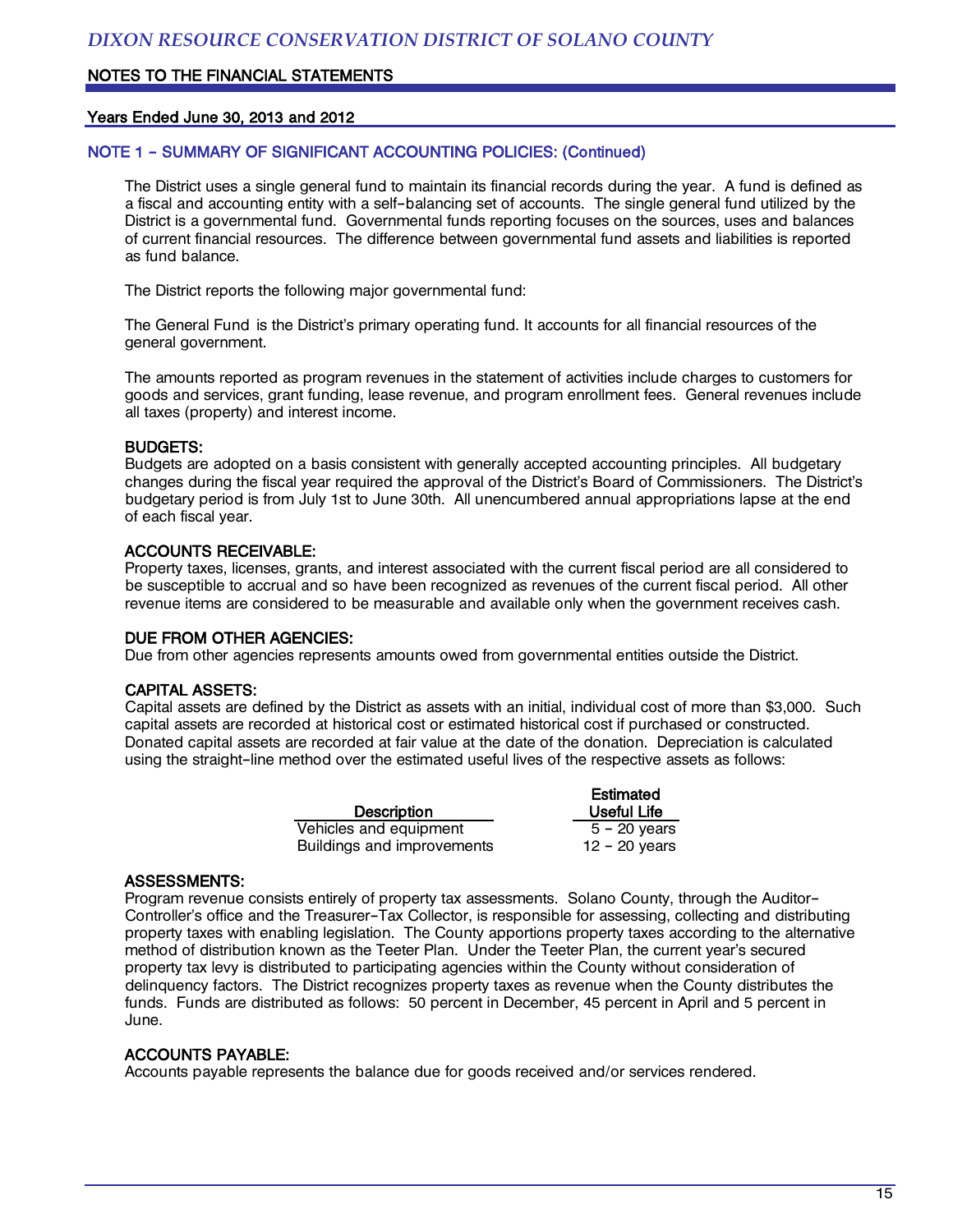## NOTE 1 – SUMMARY OF SIGNIFICANT ACCOUNTING POLICIES: (Continued)

The District uses a single general fund to maintain its financial records during the year. A fund is defined as a fiscal and accounting entity with a self-balancing set of accounts. The single general fund utilized by the District is a governmental fund. Governmental funds reporting focuses on the sources, uses and balances of current financial resources. The difference between governmental fund assets and liabilities is reported as fund balance.

The District reports the following major governmental fund:

The General Fund is the District's primary operating fund. It accounts for all financial resources of the general government.

The amounts reported as program revenues in the statement of activities include charges to customers for goods and services, grant funding, lease revenue, and program enrollment fees. General revenues include all taxes (property) and interest income.

**BUDGETS:**
Budgets are adopted on a basis consistent with generally accepted accounting principles. All budgetary changes during the fiscal year required the approval of the District's Board of Commissioners. The District's budgetary period is from July 1st to June 30th. All unencumbered annual appropriations lapse at the end of each fiscal year.

**ACCOUNTS RECEIVABLE:**
Property taxes, licenses, grants, and interest associated with the current fiscal period are all considered to be susceptible to accrual and so have been recognized as revenues of the current fiscal period. All other revenue items are considered to be measurable and available only when the government receives cash.

**DUE FROM OTHER AGENCIES:**
Due from other agencies represents amounts owed from governmental entities outside the District.

**CAPITAL ASSETS:**
Capital assets are defined by the District as assets with an initial, individual cost of more than $3,000. Such capital assets are recorded at historical cost or estimated historical cost if purchased or constructed. Donated capital assets are recorded at fair value at the date of the donation. Depreciation is calculated using the straight-line method over the estimated useful lives of the respective assets as follows:

| Description | Estimated Useful Life |
|---|---|
| Vehicles and equipment | 5 – 20 years |
| Buildings and improvements | 12 – 20 years |

**ASSESSMENTS:**
Program revenue consists entirely of property tax assessments. Solano County, through the Auditor-Controller's office and the Treasurer-Tax Collector, is responsible for assessing, collecting and distributing property taxes with enabling legislation. The County apportions property taxes according to the alternative method of distribution known as the Teeter Plan. Under the Teeter Plan, the current year's secured property tax levy is distributed to participating agencies within the County without consideration of delinquency factors. The District recognizes property taxes as revenue when the County distributes the funds. Funds are distributed as follows: 50 percent in December, 45 percent in April and 5 percent in June.

**ACCOUNTS PAYABLE:**
Accounts payable represents the balance due for goods received and/or services rendered.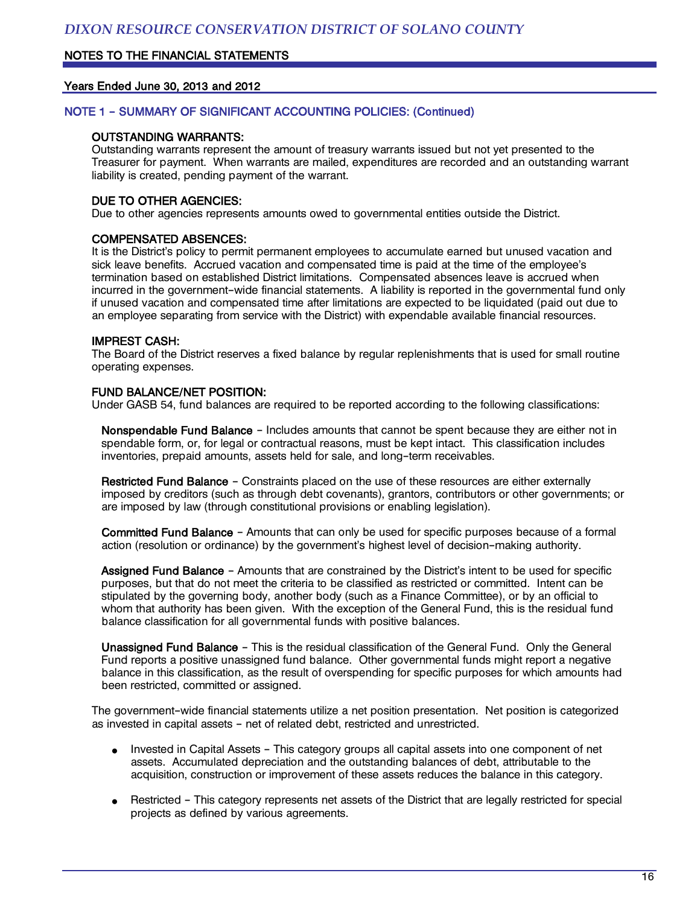## NOTE 1 – SUMMARY OF SIGNIFICANT ACCOUNTING POLICIES: (Continued)

### OUTSTANDING WARRANTS:

Outstanding warrants represent the amount of treasury warrants issued but not yet presented to the Treasurer for payment. When warrants are mailed, expenditures are recorded and an outstanding warrant liability is created, pending payment of the warrant.

### DUE TO OTHER AGENCIES:

Due to other agencies represents amounts owed to governmental entities outside the District.

### COMPENSATED ABSENCES:

It is the District's policy to permit permanent employees to accumulate earned but unused vacation and sick leave benefits. Accrued vacation and compensated time is paid at the time of the employee's termination based on established District limitations. Compensated absences leave is accrued when incurred in the government-wide financial statements. A liability is reported in the governmental fund only if unused vacation and compensated time after limitations are expected to be liquidated (paid out due to an employee separating from service with the District) with expendable available financial resources.

### IMPREST CASH:

The Board of the District reserves a fixed balance by regular replenishments that is used for small routine operating expenses.

### FUND BALANCE/NET POSITION:

Under GASB 54, fund balances are required to be reported according to the following classifications:

**Nonspendable Fund Balance** – Includes amounts that cannot be spent because they are either not in spendable form, or, for legal or contractual reasons, must be kept intact. This classification includes inventories, prepaid amounts, assets held for sale, and long-term receivables.

**Restricted Fund Balance** – Constraints placed on the use of these resources are either externally imposed by creditors (such as through debt covenants), grantors, contributors or other governments; or are imposed by law (through constitutional provisions or enabling legislation).

**Committed Fund Balance** – Amounts that can only be used for specific purposes because of a formal action (resolution or ordinance) by the government's highest level of decision-making authority.

**Assigned Fund Balance** – Amounts that are constrained by the District's intent to be used for specific purposes, but that do not meet the criteria to be classified as restricted or committed. Intent can be stipulated by the governing body, another body (such as a Finance Committee), or by an official to whom that authority has been given. With the exception of the General Fund, this is the residual fund balance classification for all governmental funds with positive balances.

**Unassigned Fund Balance** – This is the residual classification of the General Fund. Only the General Fund reports a positive unassigned fund balance. Other governmental funds might report a negative balance in this classification, as the result of overspending for specific purposes for which amounts had been restricted, committed or assigned.

The government-wide financial statements utilize a net position presentation. Net position is categorized as invested in capital assets - net of related debt, restricted and unrestricted.

- Invested in Capital Assets – This category groups all capital assets into one component of net assets. Accumulated depreciation and the outstanding balances of debt, attributable to the acquisition, construction or improvement of these assets reduces the balance in this category.
- Restricted – This category represents net assets of the District that are legally restricted for special projects as defined by various agreements.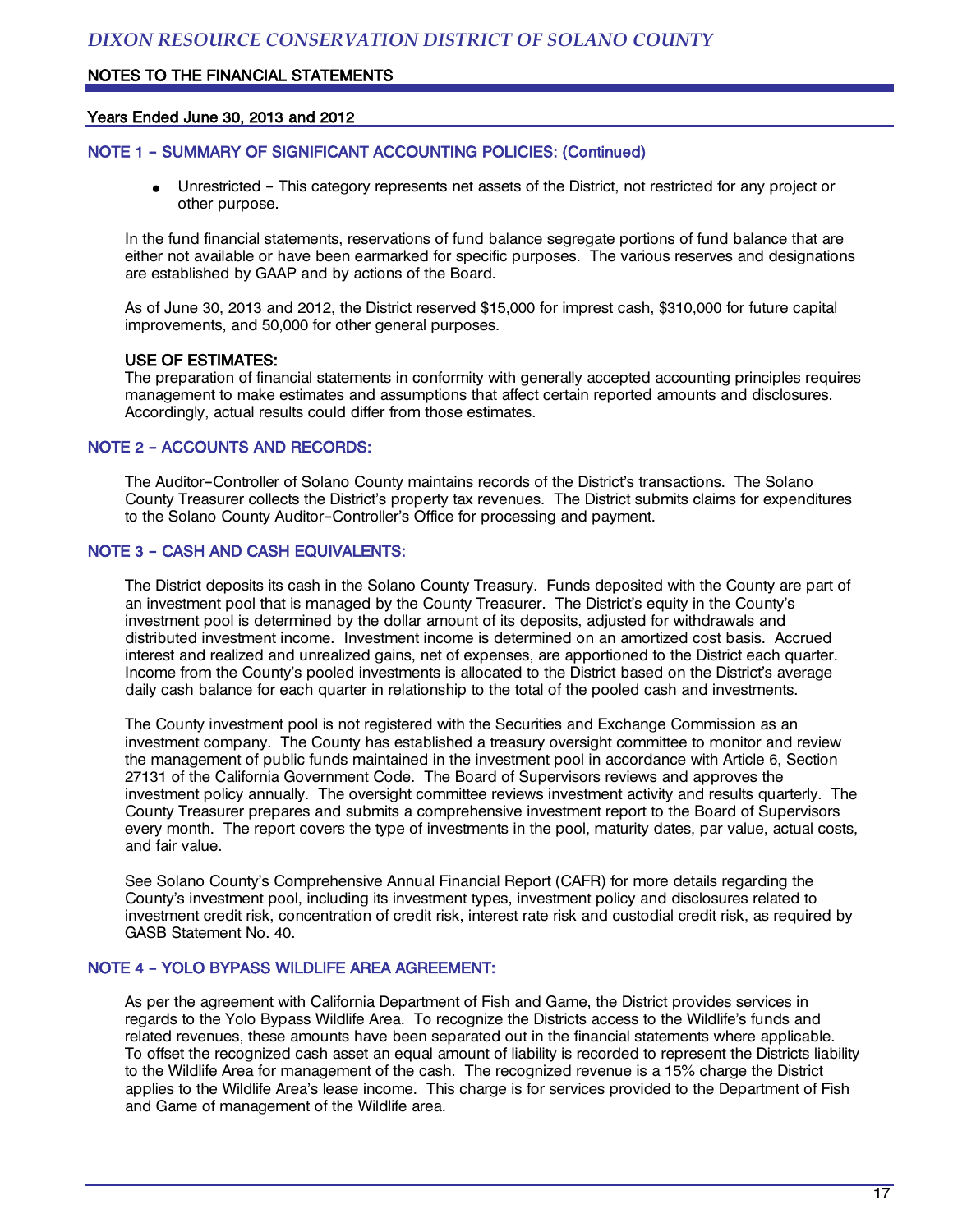## NOTE 1 – SUMMARY OF SIGNIFICANT ACCOUNTING POLICIES: (Continued)

- Unrestricted – This category represents net assets of the District, not restricted for any project or other purpose.

In the fund financial statements, reservations of fund balance segregate portions of fund balance that are either not available or have been earmarked for specific purposes. The various reserves and designations are established by GAAP and by actions of the Board.

As of June 30, 2013 and 2012, the District reserved $15,000 for imprest cash, $310,000 for future capital improvements, and 50,000 for other general purposes.

**USE OF ESTIMATES:**
The preparation of financial statements in conformity with generally accepted accounting principles requires management to make estimates and assumptions that affect certain reported amounts and disclosures. Accordingly, actual results could differ from those estimates.

## NOTE 2 – ACCOUNTS AND RECORDS:

The Auditor-Controller of Solano County maintains records of the District's transactions. The Solano County Treasurer collects the District's property tax revenues. The District submits claims for expenditures to the Solano County Auditor-Controller's Office for processing and payment.

## NOTE 3 – CASH AND CASH EQUIVALENTS:

The District deposits its cash in the Solano County Treasury. Funds deposited with the County are part of an investment pool that is managed by the County Treasurer. The District's equity in the County's investment pool is determined by the dollar amount of its deposits, adjusted for withdrawals and distributed investment income. Investment income is determined on an amortized cost basis. Accrued interest and realized and unrealized gains, net of expenses, are apportioned to the District each quarter. Income from the County's pooled investments is allocated to the District based on the District's average daily cash balance for each quarter in relationship to the total of the pooled cash and investments.

The County investment pool is not registered with the Securities and Exchange Commission as an investment company. The County has established a treasury oversight committee to monitor and review the management of public funds maintained in the investment pool in accordance with Article 6, Section 27131 of the California Government Code. The Board of Supervisors reviews and approves the investment policy annually. The oversight committee reviews investment activity and results quarterly. The County Treasurer prepares and submits a comprehensive investment report to the Board of Supervisors every month. The report covers the type of investments in the pool, maturity dates, par value, actual costs, and fair value.

See Solano County's Comprehensive Annual Financial Report (CAFR) for more details regarding the County's investment pool, including its investment types, investment policy and disclosures related to investment credit risk, concentration of credit risk, interest rate risk and custodial credit risk, as required by GASB Statement No. 40.

## NOTE 4 – YOLO BYPASS WILDLIFE AREA AGREEMENT:

As per the agreement with California Department of Fish and Game, the District provides services in regards to the Yolo Bypass Wildlife Area. To recognize the Districts access to the Wildlife's funds and related revenues, these amounts have been separated out in the financial statements where applicable. To offset the recognized cash asset an equal amount of liability is recorded to represent the Districts liability to the Wildlife Area for management of the cash. The recognized revenue is a 15% charge the District applies to the Wildlife Area's lease income. This charge is for services provided to the Department of Fish and Game of management of the Wildlife area.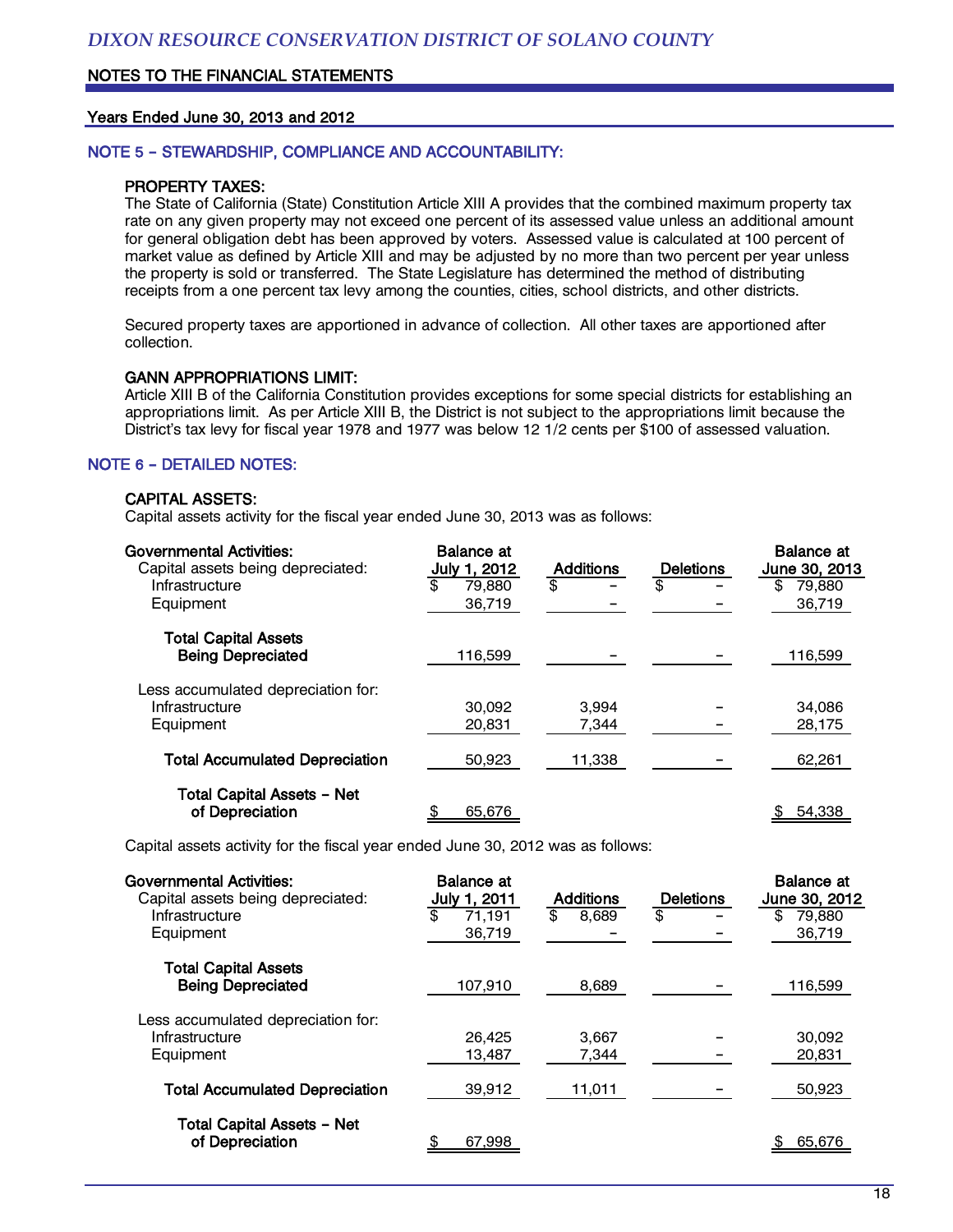NOTES TO THE FINANCIAL STATEMENTS

Years Ended June 30, 2013 and 2012

## NOTE 5 – STEWARDSHIP, COMPLIANCE AND ACCOUNTABILITY:

### PROPERTY TAXES:

The State of California (State) Constitution Article XIII A provides that the combined maximum property tax rate on any given property may not exceed one percent of its assessed value unless an additional amount for general obligation debt has been approved by voters. Assessed value is calculated at 100 percent of market value as defined by Article XIII and may be adjusted by no more than two percent per year unless the property is sold or transferred. The State Legislature has determined the method of distributing receipts from a one percent tax levy among the counties, cities, school districts, and other districts.

Secured property taxes are apportioned in advance of collection. All other taxes are apportioned after collection.

### GANN APPROPRIATIONS LIMIT:

Article XIII B of the California Constitution provides exceptions for some special districts for establishing an appropriations limit. As per Article XIII B, the District is not subject to the appropriations limit because the District's tax levy for fiscal year 1978 and 1977 was below 12 1/2 cents per $100 of assessed valuation.

## NOTE 6 – DETAILED NOTES:

### CAPITAL ASSETS:

Capital assets activity for the fiscal year ended June 30, 2013 was as follows:

| Governmental Activities: | Balance at July 1, 2012 | Additions | Deletions | Balance at June 30, 2013 |
|---|---|---|---|---|
| Capital assets being depreciated: | | | | |
| Infrastructure | $ 79,880 | $ – | $ – | $ 79,880 |
| Equipment | 36,719 | – | – | 36,719 |
| **Total Capital Assets Being Depreciated** | 116,599 | – | – | 116,599 |
| Less accumulated depreciation for: | | | | |
| Infrastructure | 30,092 | 3,994 | – | 34,086 |
| Equipment | 20,831 | 7,344 | – | 28,175 |
| **Total Accumulated Depreciation** | 50,923 | 11,338 | – | 62,261 |
| **Total Capital Assets – Net of Depreciation** | $ 65,676 | | | $ 54,338 |

Capital assets activity for the fiscal year ended June 30, 2012 was as follows:

| Governmental Activities: | Balance at July 1, 2011 | Additions | Deletions | Balance at June 30, 2012 |
|---|---|---|---|---|
| Capital assets being depreciated: | | | | |
| Infrastructure | $ 71,191 | $ 8,689 | $ – | $ 79,880 |
| Equipment | 36,719 | – | – | 36,719 |
| **Total Capital Assets Being Depreciated** | 107,910 | 8,689 | – | 116,599 |
| Less accumulated depreciation for: | | | | |
| Infrastructure | 26,425 | 3,667 | – | 30,092 |
| Equipment | 13,487 | 7,344 | – | 20,831 |
| **Total Accumulated Depreciation** | 39,912 | 11,011 | – | 50,923 |
| **Total Capital Assets – Net of Depreciation** | $ 67,998 | | | $ 65,676 |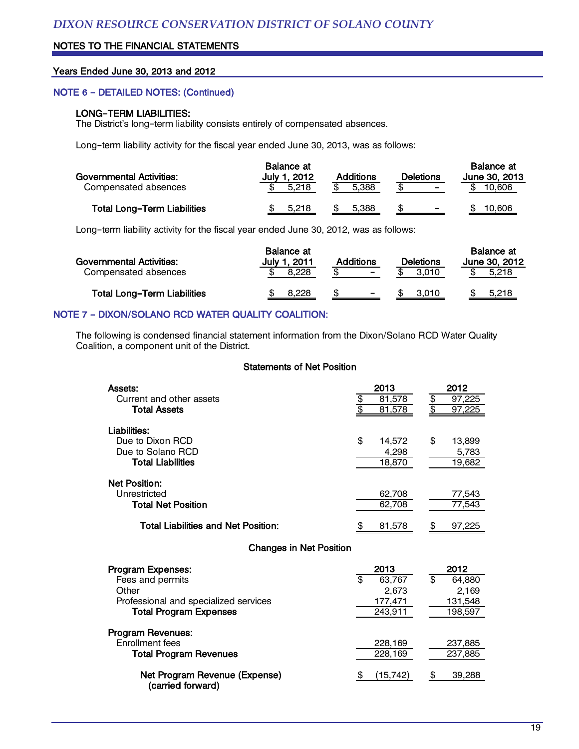## NOTE 6 – DETAILED NOTES: (Continued)

### LONG-TERM LIABILITIES:

The District's long-term liability consists entirely of compensated absences.

Long-term liability activity for the fiscal year ended June 30, 2013, was as follows:

| Governmental Activities: | Balance at July 1, 2012 | Additions | Deletions | Balance at June 30, 2013 |
|---|---|---|---|---|
| Compensated absences | $ 5,218 | $ 5,388 | $ - | $ 10,606 |
| **Total Long-Term Liabilities** | $ 5,218 | $ 5,388 | $ - | $ 10,606 |

Long-term liability activity for the fiscal year ended June 30, 2012, was as follows:

| Governmental Activities: | Balance at July 1, 2011 | Additions | Deletions | Balance at June 30, 2012 |
|---|---|---|---|---|
| Compensated absences | $ 8,228 | $ - | $ 3,010 | $ 5,218 |
| **Total Long-Term Liabilities** | $ 8,228 | $ - | $ 3,010 | $ 5,218 |

## NOTE 7 – DIXON/SOLANO RCD WATER QUALITY COALITION:

The following is condensed financial statement information from the Dixon/Solano RCD Water Quality Coalition, a component unit of the District.

### Statements of Net Position

| | 2013 | 2012 |
|---|---|---|
| **Assets:** | | |
| Current and other assets | $ 81,578 | $ 97,225 |
| **Total Assets** | $ 81,578 | $ 97,225 |
| **Liabilities:** | | |
| Due to Dixon RCD | $ 14,572 | $ 13,899 |
| Due to Solano RCD | 4,298 | 5,783 |
| **Total Liabilities** | 18,870 | 19,682 |
| **Net Position:** | | |
| Unrestricted | 62,708 | 77,543 |
| **Total Net Position** | 62,708 | 77,543 |
| **Total Liabilities and Net Position:** | $ 81,578 | $ 97,225 |

### Changes in Net Position

| | 2013 | 2012 |
|---|---|---|
| **Program Expenses:** | | |
| Fees and permits | $ 63,767 | $ 64,880 |
| Other | 2,673 | 2,169 |
| Professional and specialized services | 177,471 | 131,548 |
| **Total Program Expenses** | 243,911 | 198,597 |
| **Program Revenues:** | | |
| Enrollment fees | 228,169 | 237,885 |
| **Total Program Revenues** | 228,169 | 237,885 |
| **Net Program Revenue (Expense) (carried forward)** | $ (15,742) | $ 39,288 |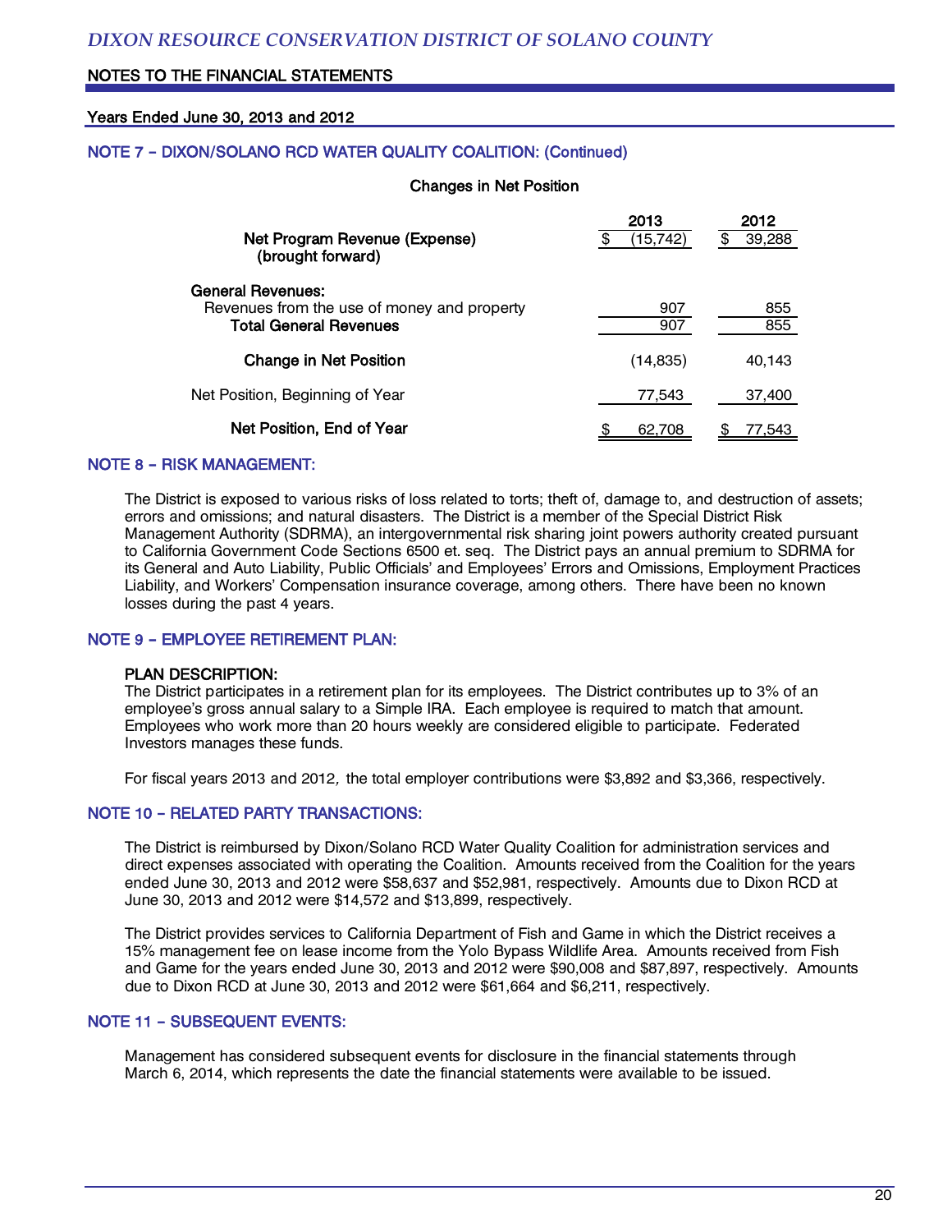## NOTE 7 – DIXON/SOLANO RCD WATER QUALITY COALITION: (Continued)

**Changes in Net Position**

| | 2013 | 2012 |
|---|---|---|
| **Net Program Revenue (Expense) (brought forward)** | $ (15,742) | $ 39,288 |
| **General Revenues:** | | |
| Revenues from the use of money and property | 907 | 855 |
| **Total General Revenues** | 907 | 855 |
| **Change in Net Position** | (14,835) | 40,143 |
| Net Position, Beginning of Year | 77,543 | 37,400 |
| **Net Position, End of Year** | $ 62,708 | $ 77,543 |

## NOTE 8 – RISK MANAGEMENT:

The District is exposed to various risks of loss related to torts; theft of, damage to, and destruction of assets; errors and omissions; and natural disasters. The District is a member of the Special District Risk Management Authority (SDRMA), an intergovernmental risk sharing joint powers authority created pursuant to California Government Code Sections 6500 et. seq. The District pays an annual premium to SDRMA for its General and Auto Liability, Public Officials' and Employees' Errors and Omissions, Employment Practices Liability, and Workers' Compensation insurance coverage, among others. There have been no known losses during the past 4 years.

## NOTE 9 – EMPLOYEE RETIREMENT PLAN:

**PLAN DESCRIPTION:**
The District participates in a retirement plan for its employees. The District contributes up to 3% of an employee's gross annual salary to a Simple IRA. Each employee is required to match that amount. Employees who work more than 20 hours weekly are considered eligible to participate. Federated Investors manages these funds.

For fiscal years 2013 and 2012, the total employer contributions were $3,892 and $3,366, respectively.

## NOTE 10 – RELATED PARTY TRANSACTIONS:

The District is reimbursed by Dixon/Solano RCD Water Quality Coalition for administration services and direct expenses associated with operating the Coalition. Amounts received from the Coalition for the years ended June 30, 2013 and 2012 were $58,637 and $52,981, respectively. Amounts due to Dixon RCD at June 30, 2013 and 2012 were $14,572 and $13,899, respectively.

The District provides services to California Department of Fish and Game in which the District receives a 15% management fee on lease income from the Yolo Bypass Wildlife Area. Amounts received from Fish and Game for the years ended June 30, 2013 and 2012 were $90,008 and $87,897, respectively. Amounts due to Dixon RCD at June 30, 2013 and 2012 were $61,664 and $6,211, respectively.

## NOTE 11 – SUBSEQUENT EVENTS:

Management has considered subsequent events for disclosure in the financial statements through March 6, 2014, which represents the date the financial statements were available to be issued.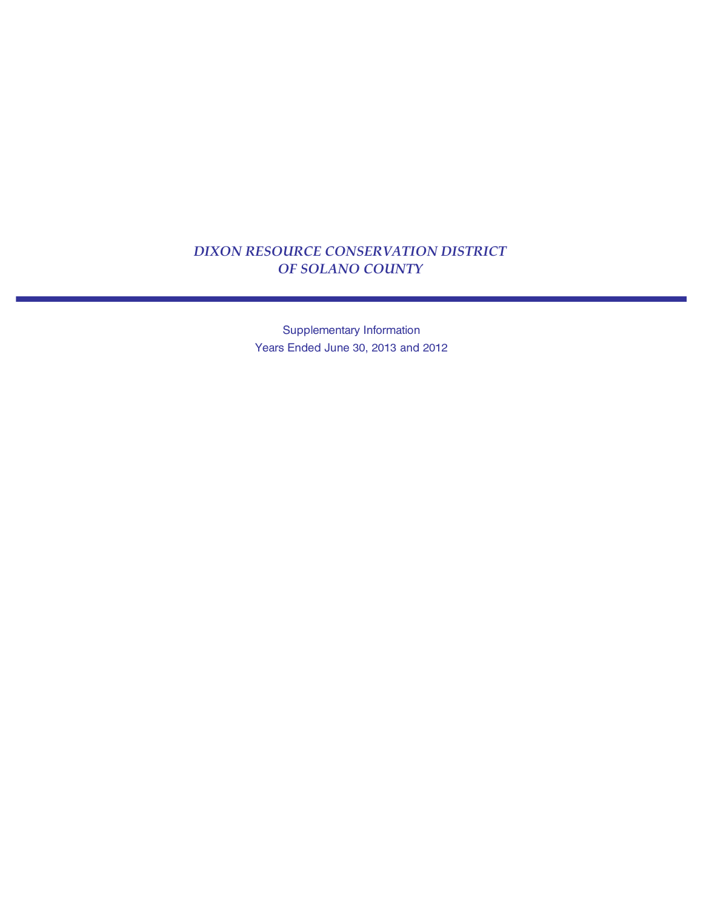# *DIXON RESOURCE CONSERVATION DISTRICT OF SOLANO COUNTY*

Supplementary Information

Years Ended June 30, 2013 and 2012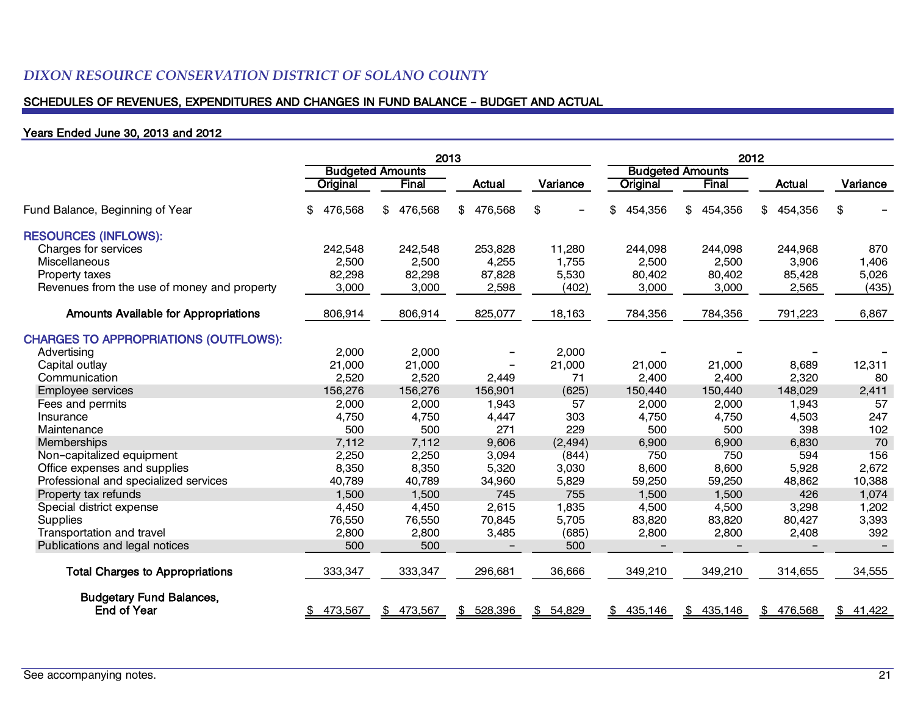*DIXON RESOURCE CONSERVATION DISTRICT OF SOLANO COUNTY*

## SCHEDULES OF REVENUES, EXPENDITURES AND CHANGES IN FUND BALANCE – BUDGET AND ACTUAL

### Years Ended June 30, 2013 and 2012

| | 2013 | | | | 2012 | | | |
|---|---|---|---|---|---|---|---|---|
| | Budgeted Amounts | | | | Budgeted Amounts | | | |
| | Original | Final | Actual | Variance | Original | Final | Actual | Variance |
| Fund Balance, Beginning of Year | $ 476,568 | $ 476,568 | $ 476,568 | $ – | $ 454,356 | $ 454,356 | $ 454,356 | $ – |
| **RESOURCES (INFLOWS):** | | | | | | | | |
| Charges for services | 242,548 | 242,548 | 253,828 | 11,280 | 244,098 | 244,098 | 244,968 | 870 |
| Miscellaneous | 2,500 | 2,500 | 4,255 | 1,755 | 2,500 | 2,500 | 3,906 | 1,406 |
| Property taxes | 82,298 | 82,298 | 87,828 | 5,530 | 80,402 | 80,402 | 85,428 | 5,026 |
| Revenues from the use of money and property | 3,000 | 3,000 | 2,598 | (402) | 3,000 | 3,000 | 2,565 | (435) |
| **Amounts Available for Appropriations** | 806,914 | 806,914 | 825,077 | 18,163 | 784,356 | 784,356 | 791,223 | 6,867 |
| **CHARGES TO APPROPRIATIONS (OUTFLOWS):** | | | | | | | | |
| Advertising | 2,000 | 2,000 | – | 2,000 | – | – | – | – |
| Capital outlay | 21,000 | 21,000 | – | 21,000 | 21,000 | 21,000 | 8,689 | 12,311 |
| Communication | 2,520 | 2,520 | 2,449 | 71 | 2,400 | 2,400 | 2,320 | 80 |
| Employee services | 156,276 | 156,276 | 156,901 | (625) | 150,440 | 150,440 | 148,029 | 2,411 |
| Fees and permits | 2,000 | 2,000 | 1,943 | 57 | 2,000 | 2,000 | 1,943 | 57 |
| Insurance | 4,750 | 4,750 | 4,447 | 303 | 4,750 | 4,750 | 4,503 | 247 |
| Maintenance | 500 | 500 | 271 | 229 | 500 | 500 | 398 | 102 |
| Memberships | 7,112 | 7,112 | 9,606 | (2,494) | 6,900 | 6,900 | 6,830 | 70 |
| Non-capitalized equipment | 2,250 | 2,250 | 3,094 | (844) | 750 | 750 | 594 | 156 |
| Office expenses and supplies | 8,350 | 8,350 | 5,320 | 3,030 | 8,600 | 8,600 | 5,928 | 2,672 |
| Professional and specialized services | 40,789 | 40,789 | 34,960 | 5,829 | 59,250 | 59,250 | 48,862 | 10,388 |
| Property tax refunds | 1,500 | 1,500 | 745 | 755 | 1,500 | 1,500 | 426 | 1,074 |
| Special district expense | 4,450 | 4,450 | 2,615 | 1,835 | 4,500 | 4,500 | 3,298 | 1,202 |
| Supplies | 76,550 | 76,550 | 70,845 | 5,705 | 83,820 | 83,820 | 80,427 | 3,393 |
| Transportation and travel | 2,800 | 2,800 | 3,485 | (685) | 2,800 | 2,800 | 2,408 | 392 |
| Publications and legal notices | 500 | 500 | – | 500 | – | – | – | – |
| **Total Charges to Appropriations** | 333,347 | 333,347 | 296,681 | 36,666 | 349,210 | 349,210 | 314,655 | 34,555 |
| **Budgetary Fund Balances, End of Year** | $ 473,567 | $ 473,567 | $ 528,396 | $ 54,829 | $ 435,146 | $ 435,146 | $ 476,568 | $ 41,422 |

See accompanying notes.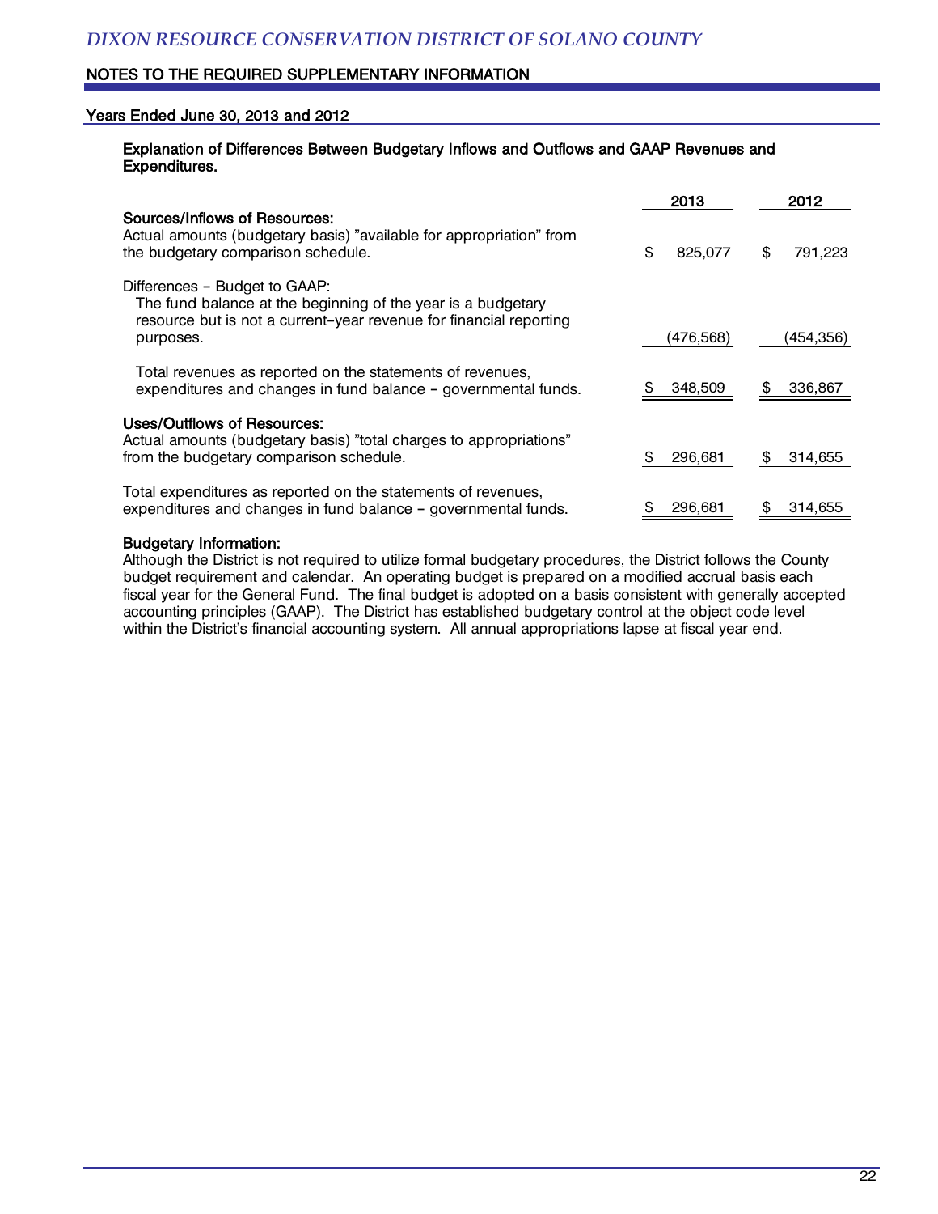# DIXON RESOURCE CONSERVATION DISTRICT OF SOLANO COUNTY

## NOTES TO THE REQUIRED SUPPLEMENTARY INFORMATION

### Years Ended June 30, 2013 and 2012

**Explanation of Differences Between Budgetary Inflows and Outflows and GAAP Revenues and Expenditures.**

| | 2013 | 2012 |
|---|---|---|
| **Sources/Inflows of Resources:** | | |
| Actual amounts (budgetary basis) "available for appropriation" from the budgetary comparison schedule. | $ 825,077 | $ 791,223 |
| Differences - Budget to GAAP: | | |
| The fund balance at the beginning of the year is a budgetary resource but is not a current-year revenue for financial reporting purposes. | (476,568) | (454,356) |
| Total revenues as reported on the statements of revenues, expenditures and changes in fund balance - governmental funds. | $ 348,509 | $ 336,867 |
| **Uses/Outflows of Resources:** | | |
| Actual amounts (budgetary basis) "total charges to appropriations" from the budgetary comparison schedule. | $ 296,681 | $ 314,655 |
| Total expenditures as reported on the statements of revenues, expenditures and changes in fund balance - governmental funds. | $ 296,681 | $ 314,655 |

**Budgetary Information:**

Although the District is not required to utilize formal budgetary procedures, the District follows the County budget requirement and calendar. An operating budget is prepared on a modified accrual basis each fiscal year for the General Fund. The final budget is adopted on a basis consistent with generally accepted accounting principles (GAAP). The District has established budgetary control at the object code level within the District's financial accounting system. All annual appropriations lapse at fiscal year end.